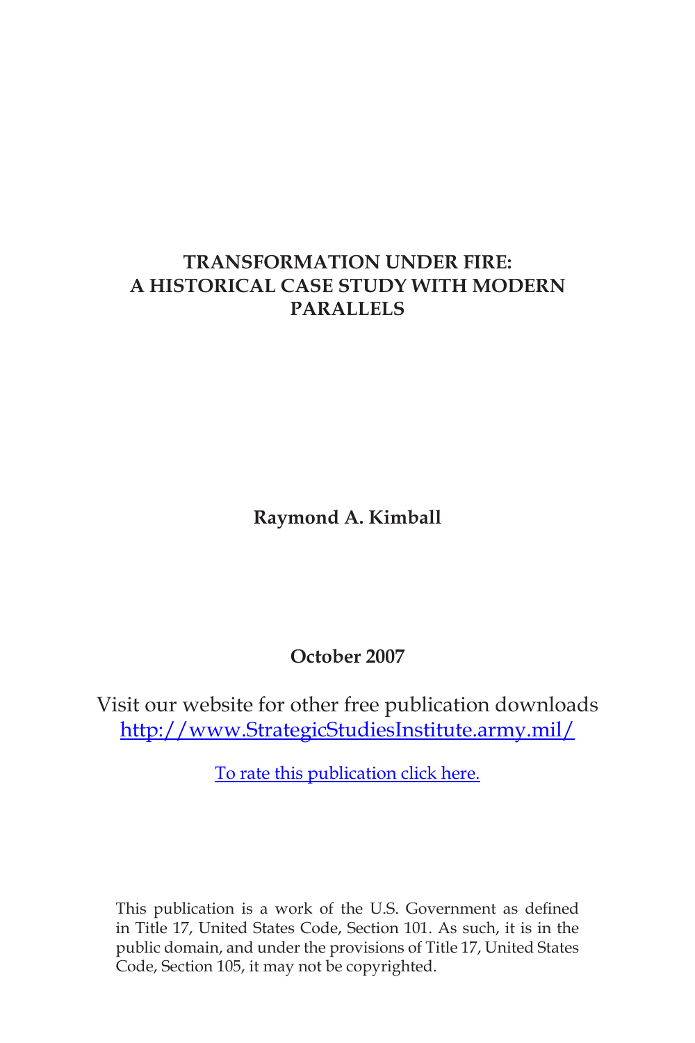# TRANSFORMATION UNDER FIRE: A HISTORICAL CASE STUDY WITH MODERN PARALLELS

**Raymond A. Kimball**

**October 2007**

Visit our website for other free publication downloads
http://www.StrategicStudiesInstitute.army.mil/

To rate this publication click here.

This publication is a work of the U.S. Government as defined in Title 17, United States Code, Section 101. As such, it is in the public domain, and under the provisions of Title 17, United States Code, Section 105, it may not be copyrighted.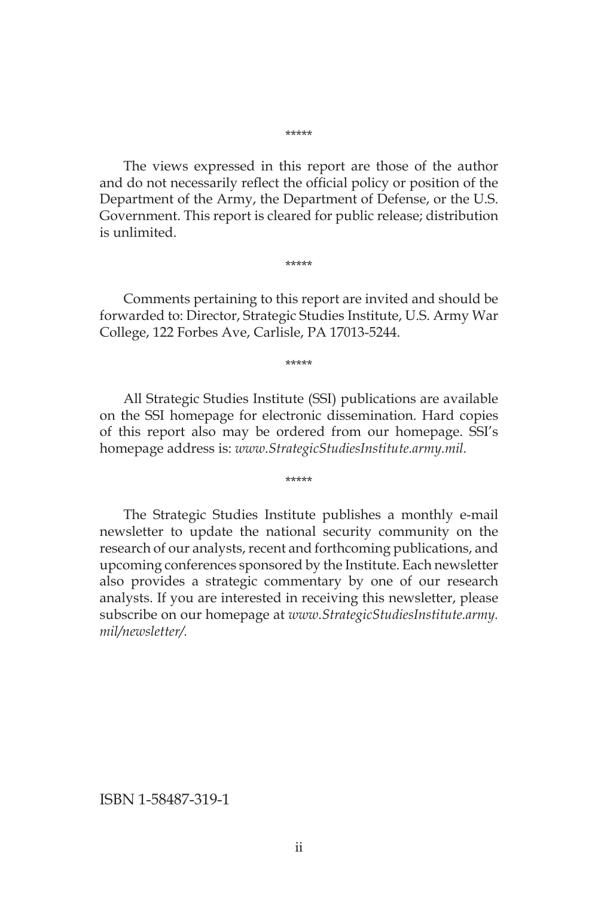*****

The views expressed in this report are those of the author and do not necessarily reflect the official policy or position of the Department of the Army, the Department of Defense, or the U.S. Government. This report is cleared for public release; distribution is unlimited.

*****

Comments pertaining to this report are invited and should be forwarded to: Director, Strategic Studies Institute, U.S. Army War College, 122 Forbes Ave, Carlisle, PA 17013-5244.

*****

All Strategic Studies Institute (SSI) publications are available on the SSI homepage for electronic dissemination. Hard copies of this report also may be ordered from our homepage. SSI's homepage address is: *www.StrategicStudiesInstitute.army.mil.*

*****

The Strategic Studies Institute publishes a monthly e-mail newsletter to update the national security community on the research of our analysts, recent and forthcoming publications, and upcoming conferences sponsored by the Institute. Each newsletter also provides a strategic commentary by one of our research analysts. If you are interested in receiving this newsletter, please subscribe on our homepage at *www.StrategicStudiesInstitute.army.mil/newsletter/.*

ISBN 1-58487-319-1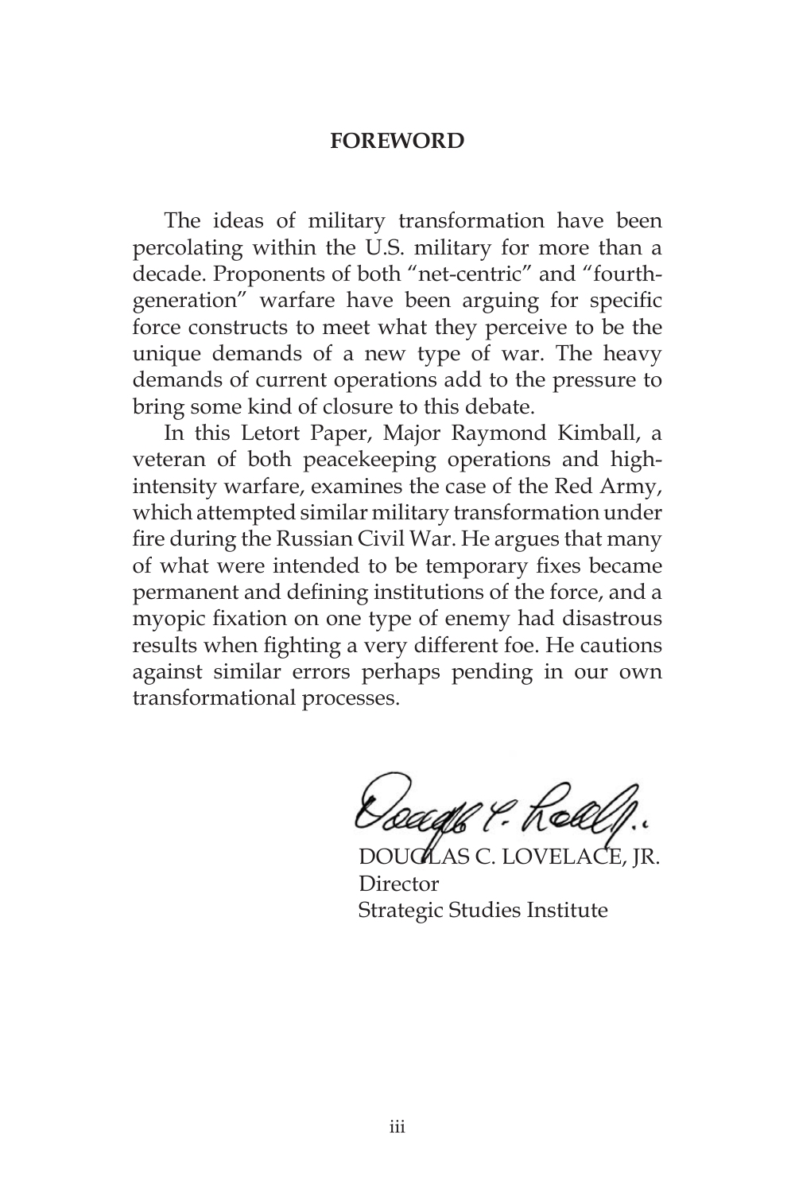## FOREWORD

The ideas of military transformation have been percolating within the U.S. military for more than a decade. Proponents of both "net-centric" and "fourth-generation" warfare have been arguing for specific force constructs to meet what they perceive to be the unique demands of a new type of war. The heavy demands of current operations add to the pressure to bring some kind of closure to this debate.

In this Letort Paper, Major Raymond Kimball, a veteran of both peacekeeping operations and high-intensity warfare, examines the case of the Red Army, which attempted similar military transformation under fire during the Russian Civil War. He argues that many of what were intended to be temporary fixes became permanent and defining institutions of the force, and a myopic fixation on one type of enemy had disastrous results when fighting a very different foe. He cautions against similar errors perhaps pending in our own transformational processes.

DOUGLAS C. LOVELACE, JR.
Director
Strategic Studies Institute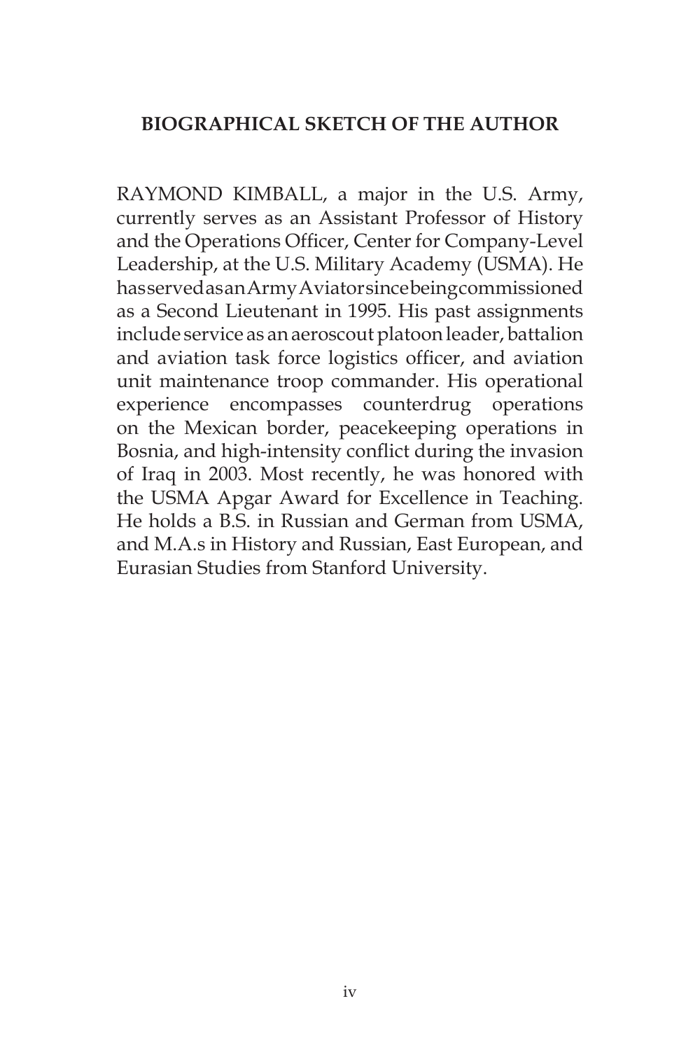## BIOGRAPHICAL SKETCH OF THE AUTHOR

RAYMOND KIMBALL, a major in the U.S. Army, currently serves as an Assistant Professor of History and the Operations Officer, Center for Company-Level Leadership, at the U.S. Military Academy (USMA). He has served as an Army Aviator since being commissioned as a Second Lieutenant in 1995. His past assignments include service as an aeroscout platoon leader, battalion and aviation task force logistics officer, and aviation unit maintenance troop commander. His operational experience encompasses counterdrug operations on the Mexican border, peacekeeping operations in Bosnia, and high-intensity conflict during the invasion of Iraq in 2003. Most recently, he was honored with the USMA Apgar Award for Excellence in Teaching. He holds a B.S. in Russian and German from USMA, and M.A.s in History and Russian, East European, and Eurasian Studies from Stanford University.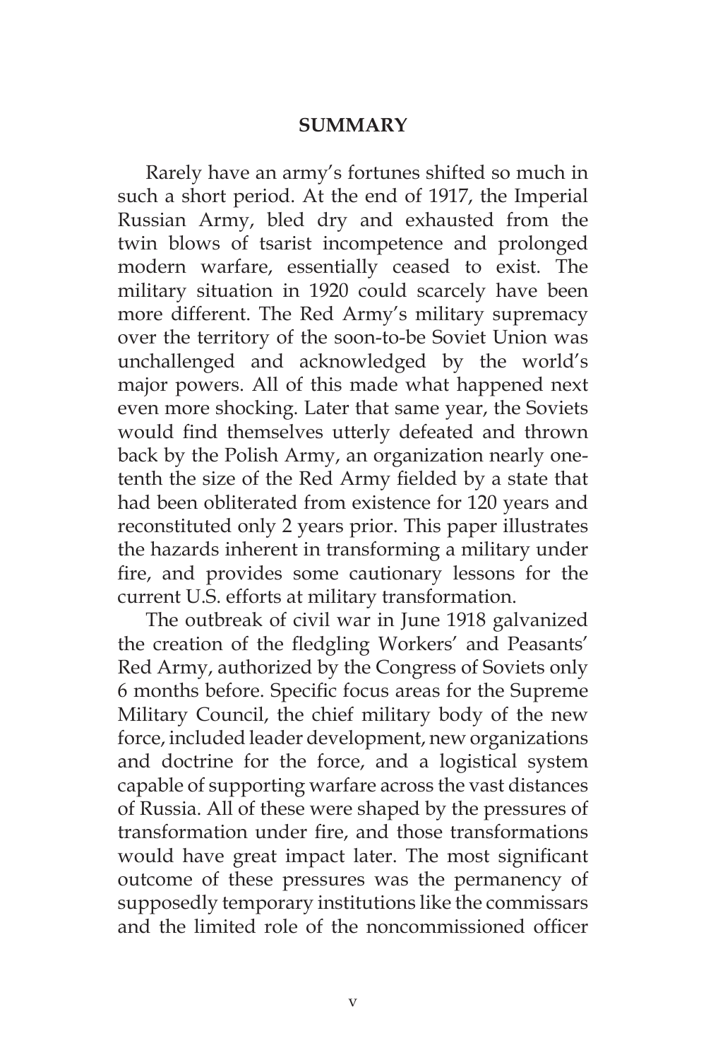## SUMMARY

Rarely have an army's fortunes shifted so much in such a short period. At the end of 1917, the Imperial Russian Army, bled dry and exhausted from the twin blows of tsarist incompetence and prolonged modern warfare, essentially ceased to exist. The military situation in 1920 could scarcely have been more different. The Red Army's military supremacy over the territory of the soon-to-be Soviet Union was unchallenged and acknowledged by the world's major powers. All of this made what happened next even more shocking. Later that same year, the Soviets would find themselves utterly defeated and thrown back by the Polish Army, an organization nearly one-tenth the size of the Red Army fielded by a state that had been obliterated from existence for 120 years and reconstituted only 2 years prior. This paper illustrates the hazards inherent in transforming a military under fire, and provides some cautionary lessons for the current U.S. efforts at military transformation.

The outbreak of civil war in June 1918 galvanized the creation of the fledgling Workers' and Peasants' Red Army, authorized by the Congress of Soviets only 6 months before. Specific focus areas for the Supreme Military Council, the chief military body of the new force, included leader development, new organizations and doctrine for the force, and a logistical system capable of supporting warfare across the vast distances of Russia. All of these were shaped by the pressures of transformation under fire, and those transformations would have great impact later. The most significant outcome of these pressures was the permanency of supposedly temporary institutions like the commissars and the limited role of the noncommissioned officer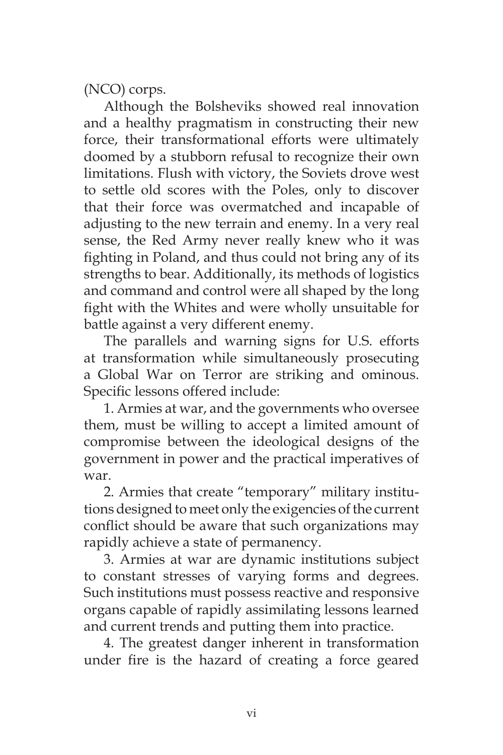(NCO) corps.

Although the Bolsheviks showed real innovation and a healthy pragmatism in constructing their new force, their transformational efforts were ultimately doomed by a stubborn refusal to recognize their own limitations. Flush with victory, the Soviets drove west to settle old scores with the Poles, only to discover that their force was overmatched and incapable of adjusting to the new terrain and enemy. In a very real sense, the Red Army never really knew who it was fighting in Poland, and thus could not bring any of its strengths to bear. Additionally, its methods of logistics and command and control were all shaped by the long fight with the Whites and were wholly unsuitable for battle against a very different enemy.

The parallels and warning signs for U.S. efforts at transformation while simultaneously prosecuting a Global War on Terror are striking and ominous. Specific lessons offered include:

1. Armies at war, and the governments who oversee them, must be willing to accept a limited amount of compromise between the ideological designs of the government in power and the practical imperatives of war.

2. Armies that create "temporary" military institutions designed to meet only the exigencies of the current conflict should be aware that such organizations may rapidly achieve a state of permanency.

3. Armies at war are dynamic institutions subject to constant stresses of varying forms and degrees. Such institutions must possess reactive and responsive organs capable of rapidly assimilating lessons learned and current trends and putting them into practice.

4. The greatest danger inherent in transformation under fire is the hazard of creating a force geared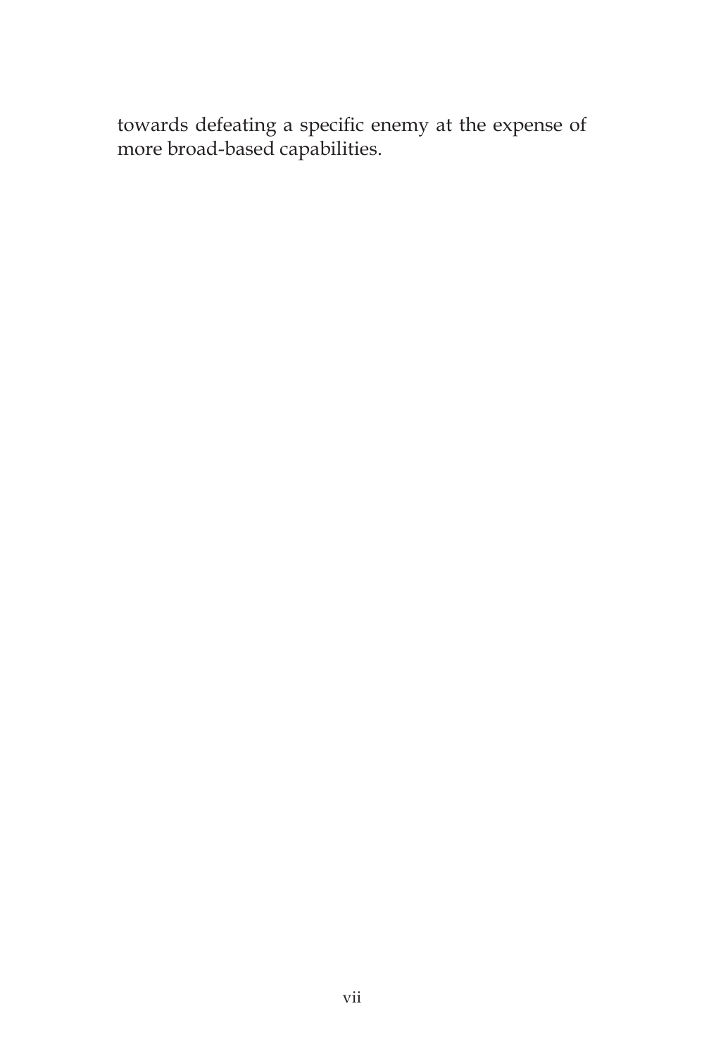towards defeating a specific enemy at the expense of more broad-based capabilities.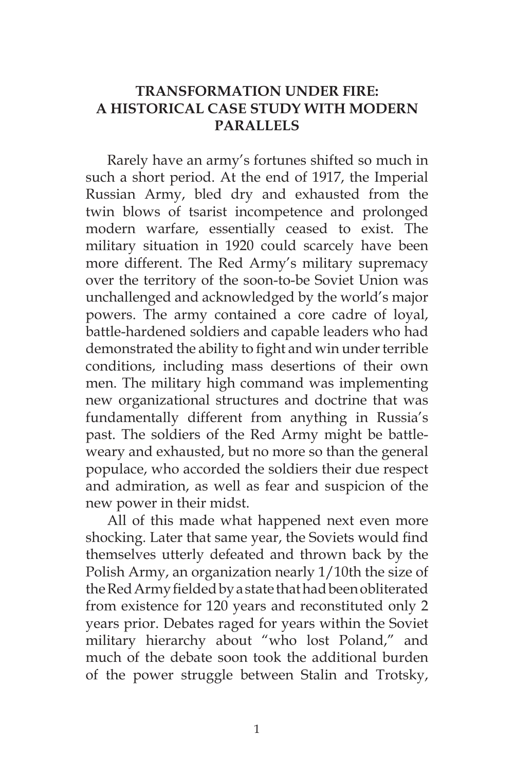# TRANSFORMATION UNDER FIRE: A HISTORICAL CASE STUDY WITH MODERN PARALLELS

Rarely have an army's fortunes shifted so much in such a short period. At the end of 1917, the Imperial Russian Army, bled dry and exhausted from the twin blows of tsarist incompetence and prolonged modern warfare, essentially ceased to exist. The military situation in 1920 could scarcely have been more different. The Red Army's military supremacy over the territory of the soon-to-be Soviet Union was unchallenged and acknowledged by the world's major powers. The army contained a core cadre of loyal, battle-hardened soldiers and capable leaders who had demonstrated the ability to fight and win under terrible conditions, including mass desertions of their own men. The military high command was implementing new organizational structures and doctrine that was fundamentally different from anything in Russia's past. The soldiers of the Red Army might be battle-weary and exhausted, but no more so than the general populace, who accorded the soldiers their due respect and admiration, as well as fear and suspicion of the new power in their midst.

All of this made what happened next even more shocking. Later that same year, the Soviets would find themselves utterly defeated and thrown back by the Polish Army, an organization nearly 1/10th the size of the Red Army fielded by a state that had been obliterated from existence for 120 years and reconstituted only 2 years prior. Debates raged for years within the Soviet military hierarchy about "who lost Poland," and much of the debate soon took the additional burden of the power struggle between Stalin and Trotsky,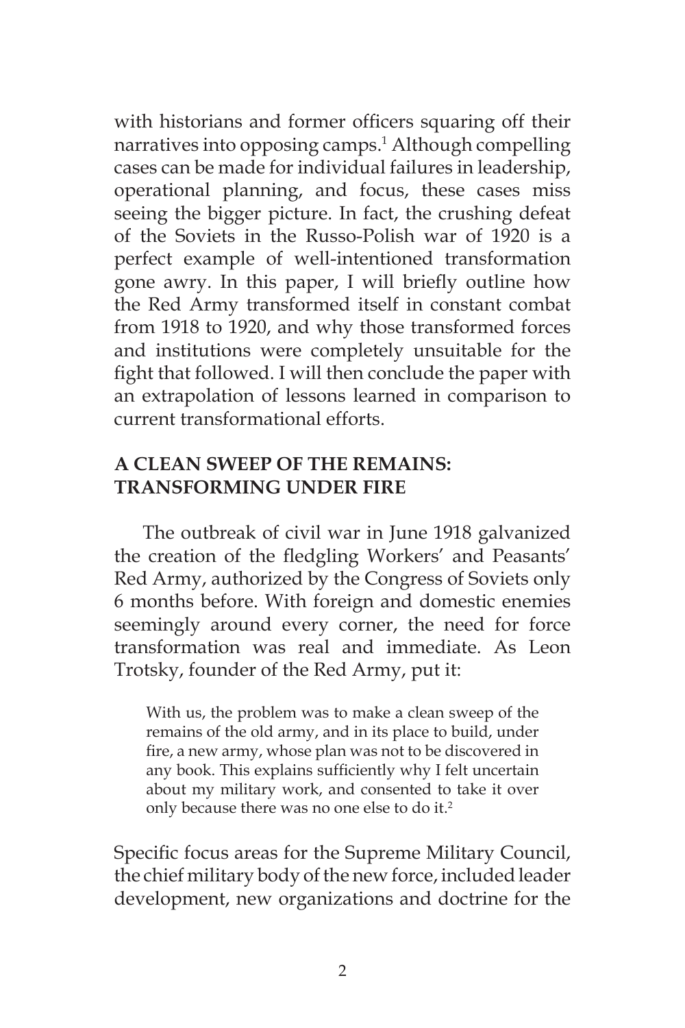with historians and former officers squaring off their narratives into opposing camps.[1] Although compelling cases can be made for individual failures in leadership, operational planning, and focus, these cases miss seeing the bigger picture. In fact, the crushing defeat of the Soviets in the Russo-Polish war of 1920 is a perfect example of well-intentioned transformation gone awry. In this paper, I will briefly outline how the Red Army transformed itself in constant combat from 1918 to 1920, and why those transformed forces and institutions were completely unsuitable for the fight that followed. I will then conclude the paper with an extrapolation of lessons learned in comparison to current transformational efforts.

## A CLEAN SWEEP OF THE REMAINS: TRANSFORMING UNDER FIRE

The outbreak of civil war in June 1918 galvanized the creation of the fledgling Workers' and Peasants' Red Army, authorized by the Congress of Soviets only 6 months before. With foreign and domestic enemies seemingly around every corner, the need for force transformation was real and immediate. As Leon Trotsky, founder of the Red Army, put it:

> With us, the problem was to make a clean sweep of the remains of the old army, and in its place to build, under fire, a new army, whose plan was not to be discovered in any book. This explains sufficiently why I felt uncertain about my military work, and consented to take it over only because there was no one else to do it.[2]

Specific focus areas for the Supreme Military Council, the chief military body of the new force, included leader development, new organizations and doctrine for the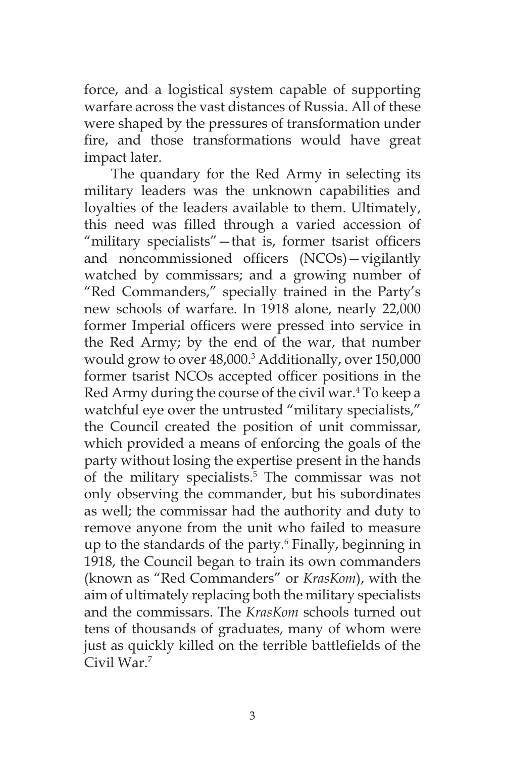force, and a logistical system capable of supporting warfare across the vast distances of Russia. All of these were shaped by the pressures of transformation under fire, and those transformations would have great impact later.

The quandary for the Red Army in selecting its military leaders was the unknown capabilities and loyalties of the leaders available to them. Ultimately, this need was filled through a varied accession of "military specialists"—that is, former tsarist officers and noncommissioned officers (NCOs)—vigilantly watched by commissars; and a growing number of "Red Commanders," specially trained in the Party's new schools of warfare. In 1918 alone, nearly 22,000 former Imperial officers were pressed into service in the Red Army; by the end of the war, that number would grow to over 48,000.[3] Additionally, over 150,000 former tsarist NCOs accepted officer positions in the Red Army during the course of the civil war.[4] To keep a watchful eye over the untrusted "military specialists," the Council created the position of unit commissar, which provided a means of enforcing the goals of the party without losing the expertise present in the hands of the military specialists.[5] The commissar was not only observing the commander, but his subordinates as well; the commissar had the authority and duty to remove anyone from the unit who failed to measure up to the standards of the party.[6] Finally, beginning in 1918, the Council began to train its own commanders (known as "Red Commanders" or *KrasKom*), with the aim of ultimately replacing both the military specialists and the commissars. The *KrasKom* schools turned out tens of thousands of graduates, many of whom were just as quickly killed on the terrible battlefields of the Civil War.[7]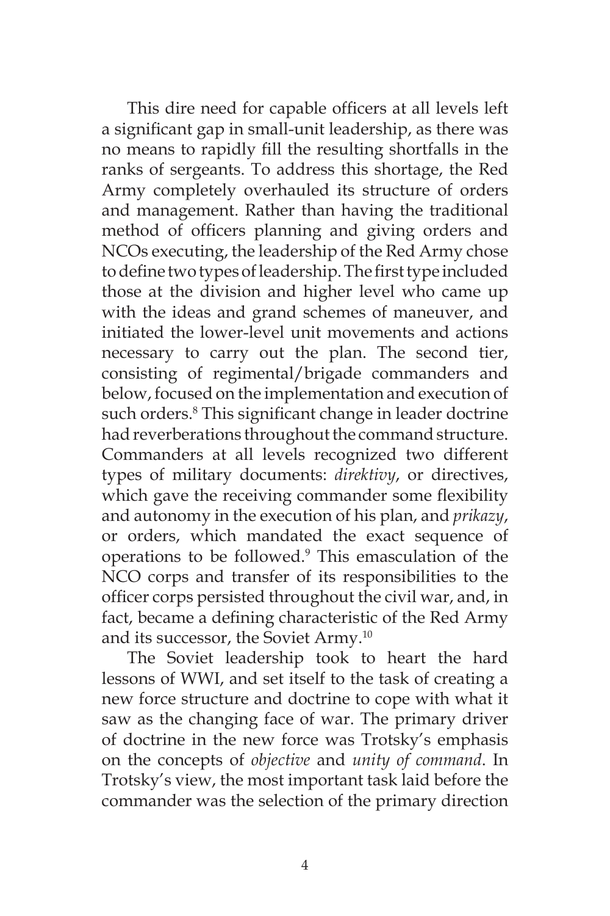This dire need for capable officers at all levels left a significant gap in small-unit leadership, as there was no means to rapidly fill the resulting shortfalls in the ranks of sergeants. To address this shortage, the Red Army completely overhauled its structure of orders and management. Rather than having the traditional method of officers planning and giving orders and NCOs executing, the leadership of the Red Army chose to define two types of leadership. The first type included those at the division and higher level who came up with the ideas and grand schemes of maneuver, and initiated the lower-level unit movements and actions necessary to carry out the plan. The second tier, consisting of regimental/brigade commanders and below, focused on the implementation and execution of such orders.[8] This significant change in leader doctrine had reverberations throughout the command structure. Commanders at all levels recognized two different types of military documents: *direktivy*, or directives, which gave the receiving commander some flexibility and autonomy in the execution of his plan, and *prikazy*, or orders, which mandated the exact sequence of operations to be followed.[9] This emasculation of the NCO corps and transfer of its responsibilities to the officer corps persisted throughout the civil war, and, in fact, became a defining characteristic of the Red Army and its successor, the Soviet Army.[10]

The Soviet leadership took to heart the hard lessons of WWI, and set itself to the task of creating a new force structure and doctrine to cope with what it saw as the changing face of war. The primary driver of doctrine in the new force was Trotsky's emphasis on the concepts of *objective* and *unity of command*. In Trotsky's view, the most important task laid before the commander was the selection of the primary direction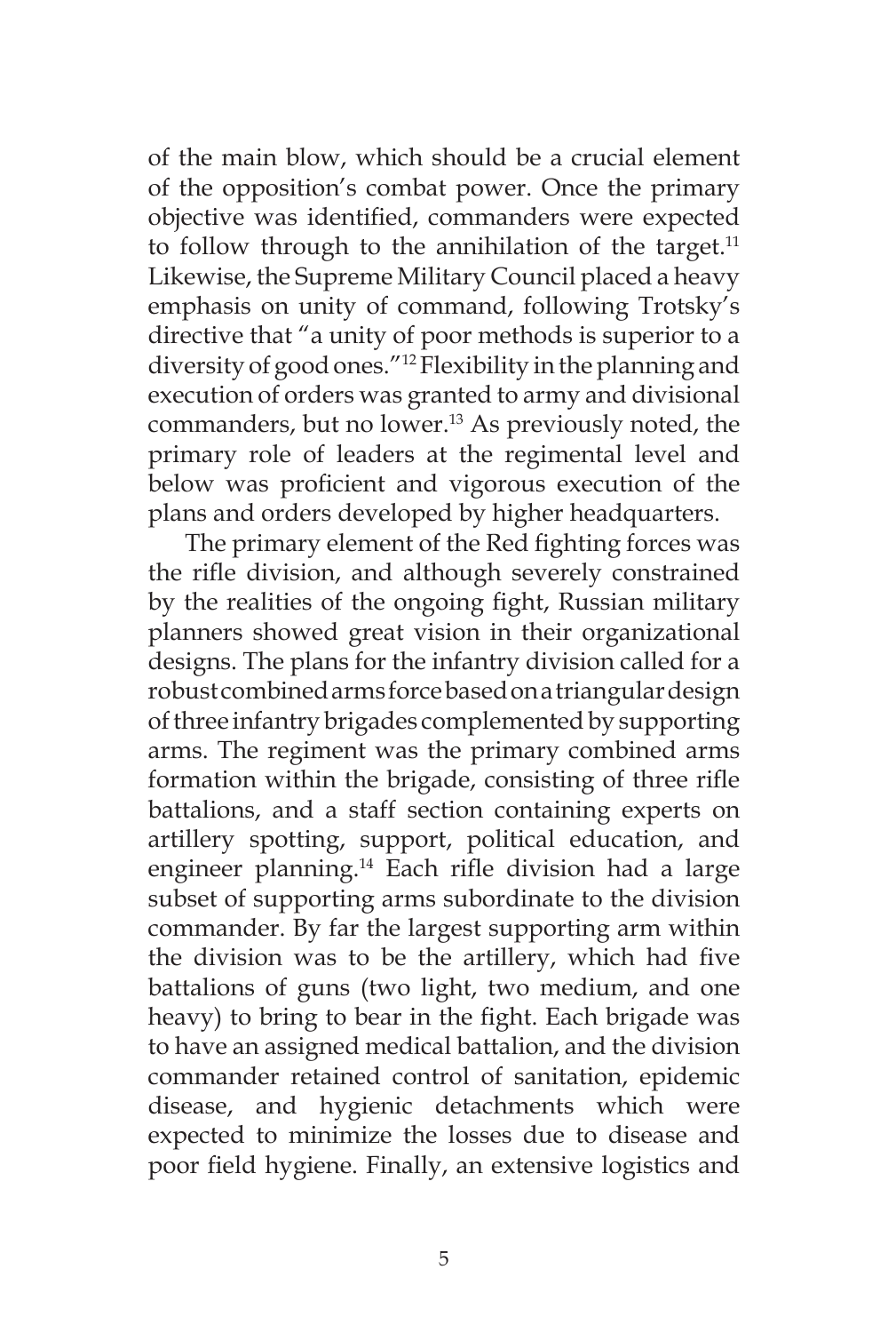of the main blow, which should be a crucial element of the opposition's combat power. Once the primary objective was identified, commanders were expected to follow through to the annihilation of the target.[11] Likewise, the Supreme Military Council placed a heavy emphasis on unity of command, following Trotsky's directive that "a unity of poor methods is superior to a diversity of good ones."[12] Flexibility in the planning and execution of orders was granted to army and divisional commanders, but no lower.[13] As previously noted, the primary role of leaders at the regimental level and below was proficient and vigorous execution of the plans and orders developed by higher headquarters.

The primary element of the Red fighting forces was the rifle division, and although severely constrained by the realities of the ongoing fight, Russian military planners showed great vision in their organizational designs. The plans for the infantry division called for a robust combined arms force based on a triangular design of three infantry brigades complemented by supporting arms. The regiment was the primary combined arms formation within the brigade, consisting of three rifle battalions, and a staff section containing experts on artillery spotting, support, political education, and engineer planning.[14] Each rifle division had a large subset of supporting arms subordinate to the division commander. By far the largest supporting arm within the division was to be the artillery, which had five battalions of guns (two light, two medium, and one heavy) to bring to bear in the fight. Each brigade was to have an assigned medical battalion, and the division commander retained control of sanitation, epidemic disease, and hygienic detachments which were expected to minimize the losses due to disease and poor field hygiene. Finally, an extensive logistics and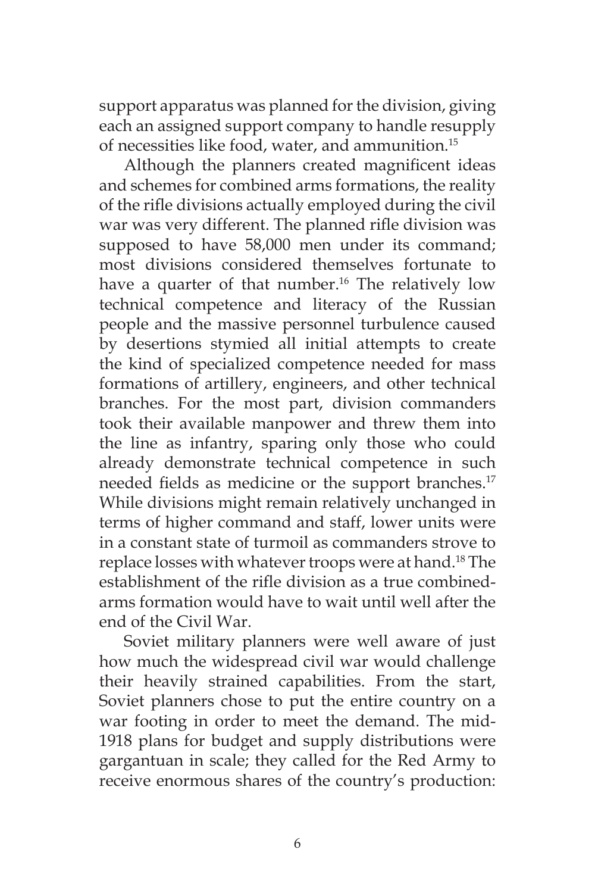support apparatus was planned for the division, giving each an assigned support company to handle resupply of necessities like food, water, and ammunition.[15]

Although the planners created magnificent ideas and schemes for combined arms formations, the reality of the rifle divisions actually employed during the civil war was very different. The planned rifle division was supposed to have 58,000 men under its command; most divisions considered themselves fortunate to have a quarter of that number.[16] The relatively low technical competence and literacy of the Russian people and the massive personnel turbulence caused by desertions stymied all initial attempts to create the kind of specialized competence needed for mass formations of artillery, engineers, and other technical branches. For the most part, division commanders took their available manpower and threw them into the line as infantry, sparing only those who could already demonstrate technical competence in such needed fields as medicine or the support branches.[17] While divisions might remain relatively unchanged in terms of higher command and staff, lower units were in a constant state of turmoil as commanders strove to replace losses with whatever troops were at hand.[18] The establishment of the rifle division as a true combined-arms formation would have to wait until well after the end of the Civil War.

Soviet military planners were well aware of just how much the widespread civil war would challenge their heavily strained capabilities. From the start, Soviet planners chose to put the entire country on a war footing in order to meet the demand. The mid-1918 plans for budget and supply distributions were gargantuan in scale; they called for the Red Army to receive enormous shares of the country's production: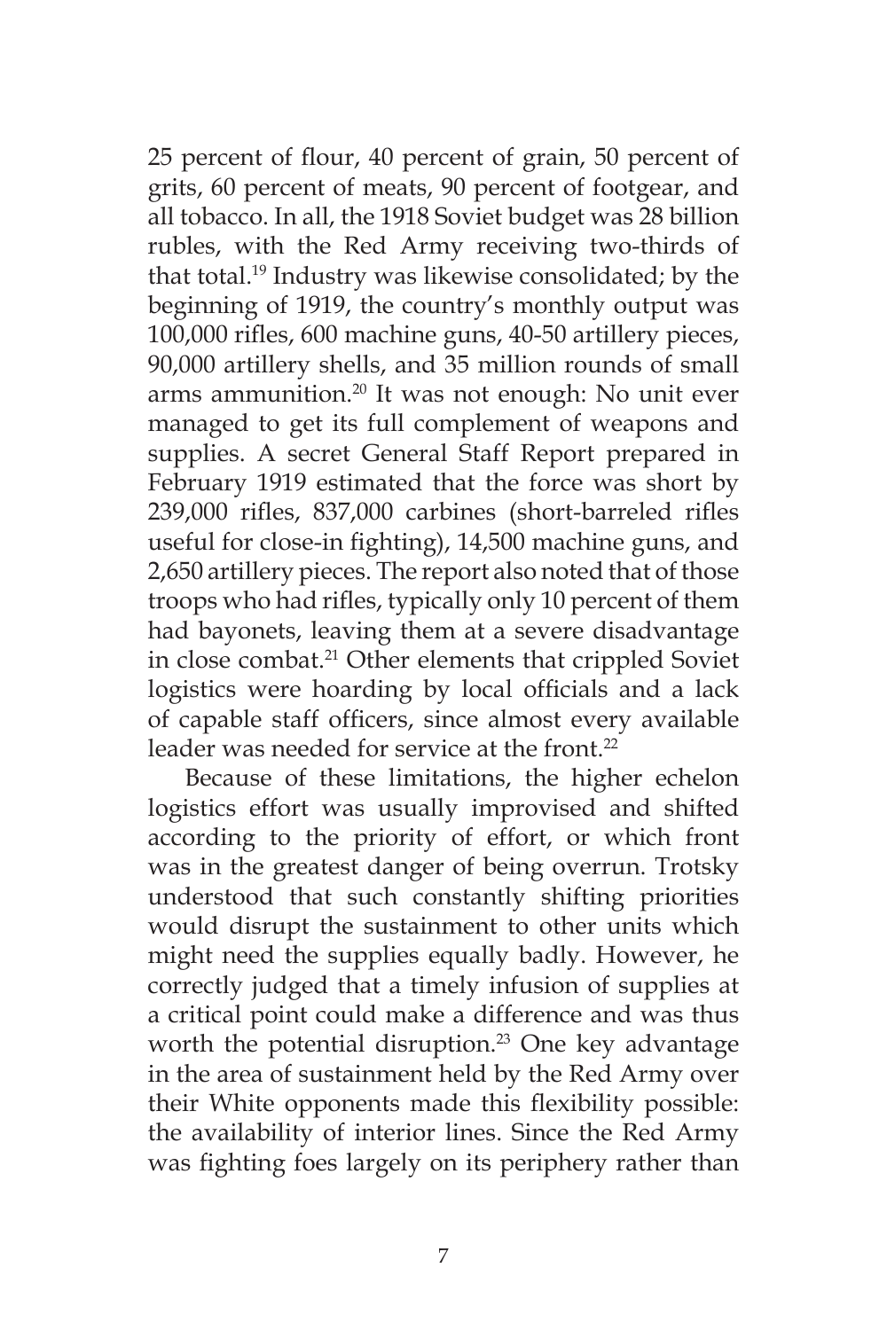25 percent of flour, 40 percent of grain, 50 percent of grits, 60 percent of meats, 90 percent of footgear, and all tobacco. In all, the 1918 Soviet budget was 28 billion rubles, with the Red Army receiving two-thirds of that total.[19] Industry was likewise consolidated; by the beginning of 1919, the country's monthly output was 100,000 rifles, 600 machine guns, 40-50 artillery pieces, 90,000 artillery shells, and 35 million rounds of small arms ammunition.[20] It was not enough: No unit ever managed to get its full complement of weapons and supplies. A secret General Staff Report prepared in February 1919 estimated that the force was short by 239,000 rifles, 837,000 carbines (short-barreled rifles useful for close-in fighting), 14,500 machine guns, and 2,650 artillery pieces. The report also noted that of those troops who had rifles, typically only 10 percent of them had bayonets, leaving them at a severe disadvantage in close combat.[21] Other elements that crippled Soviet logistics were hoarding by local officials and a lack of capable staff officers, since almost every available leader was needed for service at the front.[22]

Because of these limitations, the higher echelon logistics effort was usually improvised and shifted according to the priority of effort, or which front was in the greatest danger of being overrun. Trotsky understood that such constantly shifting priorities would disrupt the sustainment to other units which might need the supplies equally badly. However, he correctly judged that a timely infusion of supplies at a critical point could make a difference and was thus worth the potential disruption.[23] One key advantage in the area of sustainment held by the Red Army over their White opponents made this flexibility possible: the availability of interior lines. Since the Red Army was fighting foes largely on its periphery rather than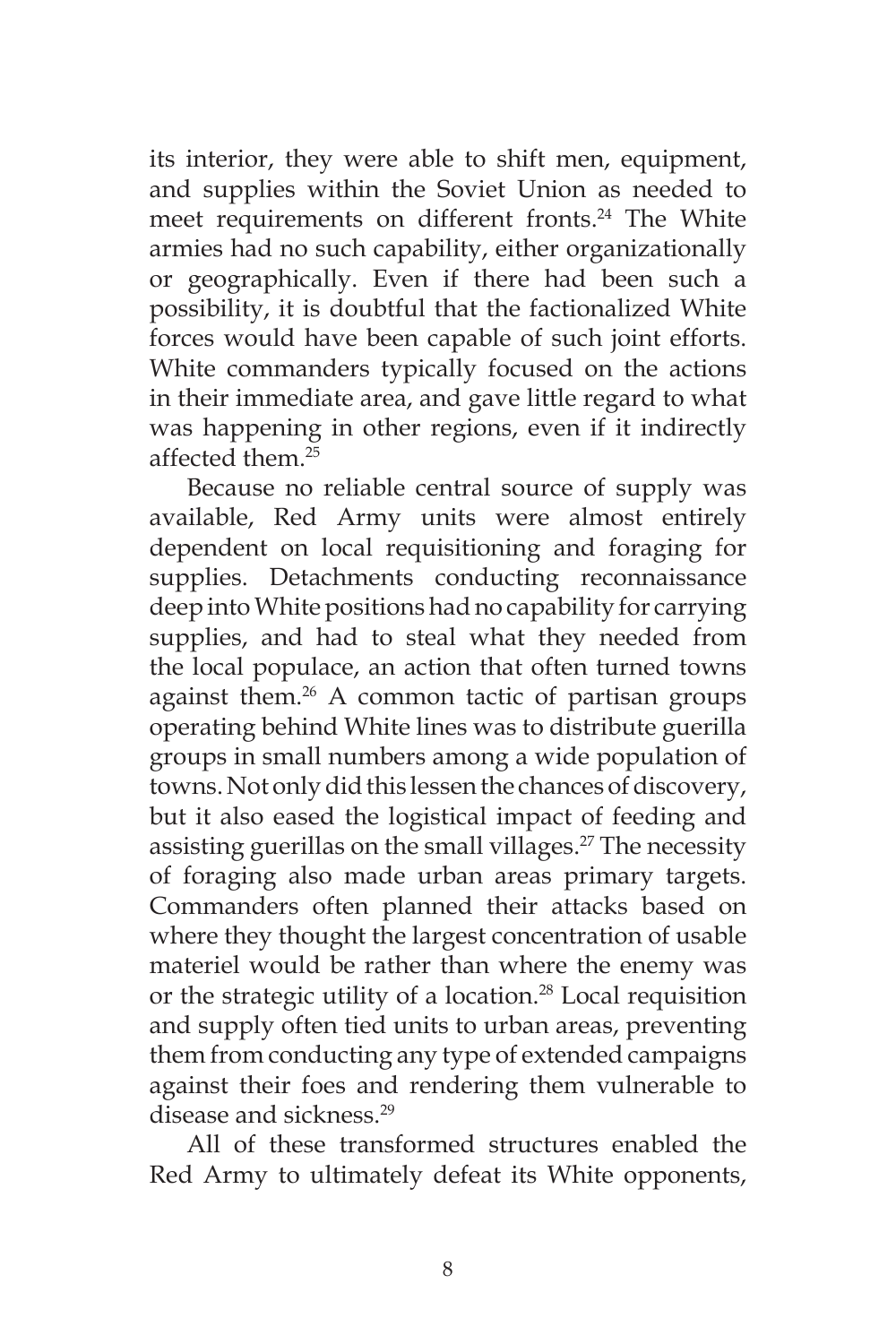its interior, they were able to shift men, equipment, and supplies within the Soviet Union as needed to meet requirements on different fronts.[24] The White armies had no such capability, either organizationally or geographically. Even if there had been such a possibility, it is doubtful that the factionalized White forces would have been capable of such joint efforts. White commanders typically focused on the actions in their immediate area, and gave little regard to what was happening in other regions, even if it indirectly affected them.[25]

Because no reliable central source of supply was available, Red Army units were almost entirely dependent on local requisitioning and foraging for supplies. Detachments conducting reconnaissance deep into White positions had no capability for carrying supplies, and had to steal what they needed from the local populace, an action that often turned towns against them.[26] A common tactic of partisan groups operating behind White lines was to distribute guerilla groups in small numbers among a wide population of towns. Not only did this lessen the chances of discovery, but it also eased the logistical impact of feeding and assisting guerillas on the small villages.[27] The necessity of foraging also made urban areas primary targets. Commanders often planned their attacks based on where they thought the largest concentration of usable materiel would be rather than where the enemy was or the strategic utility of a location.[28] Local requisition and supply often tied units to urban areas, preventing them from conducting any type of extended campaigns against their foes and rendering them vulnerable to disease and sickness.[29]

All of these transformed structures enabled the Red Army to ultimately defeat its White opponents,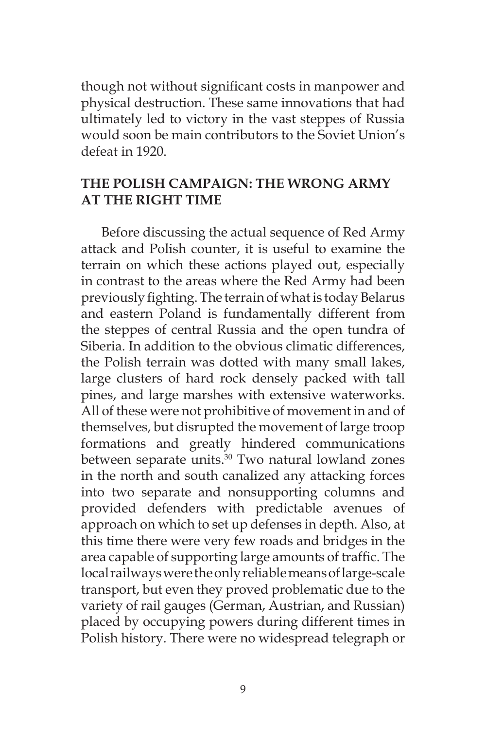though not without significant costs in manpower and physical destruction. These same innovations that had ultimately led to victory in the vast steppes of Russia would soon be main contributors to the Soviet Union's defeat in 1920.

## THE POLISH CAMPAIGN: THE WRONG ARMY AT THE RIGHT TIME

Before discussing the actual sequence of Red Army attack and Polish counter, it is useful to examine the terrain on which these actions played out, especially in contrast to the areas where the Red Army had been previously fighting. The terrain of what is today Belarus and eastern Poland is fundamentally different from the steppes of central Russia and the open tundra of Siberia. In addition to the obvious climatic differences, the Polish terrain was dotted with many small lakes, large clusters of hard rock densely packed with tall pines, and large marshes with extensive waterworks. All of these were not prohibitive of movement in and of themselves, but disrupted the movement of large troop formations and greatly hindered communications between separate units.[30] Two natural lowland zones in the north and south canalized any attacking forces into two separate and nonsupporting columns and provided defenders with predictable avenues of approach on which to set up defenses in depth. Also, at this time there were very few roads and bridges in the area capable of supporting large amounts of traffic. The local railways were the only reliable means of large-scale transport, but even they proved problematic due to the variety of rail gauges (German, Austrian, and Russian) placed by occupying powers during different times in Polish history. There were no widespread telegraph or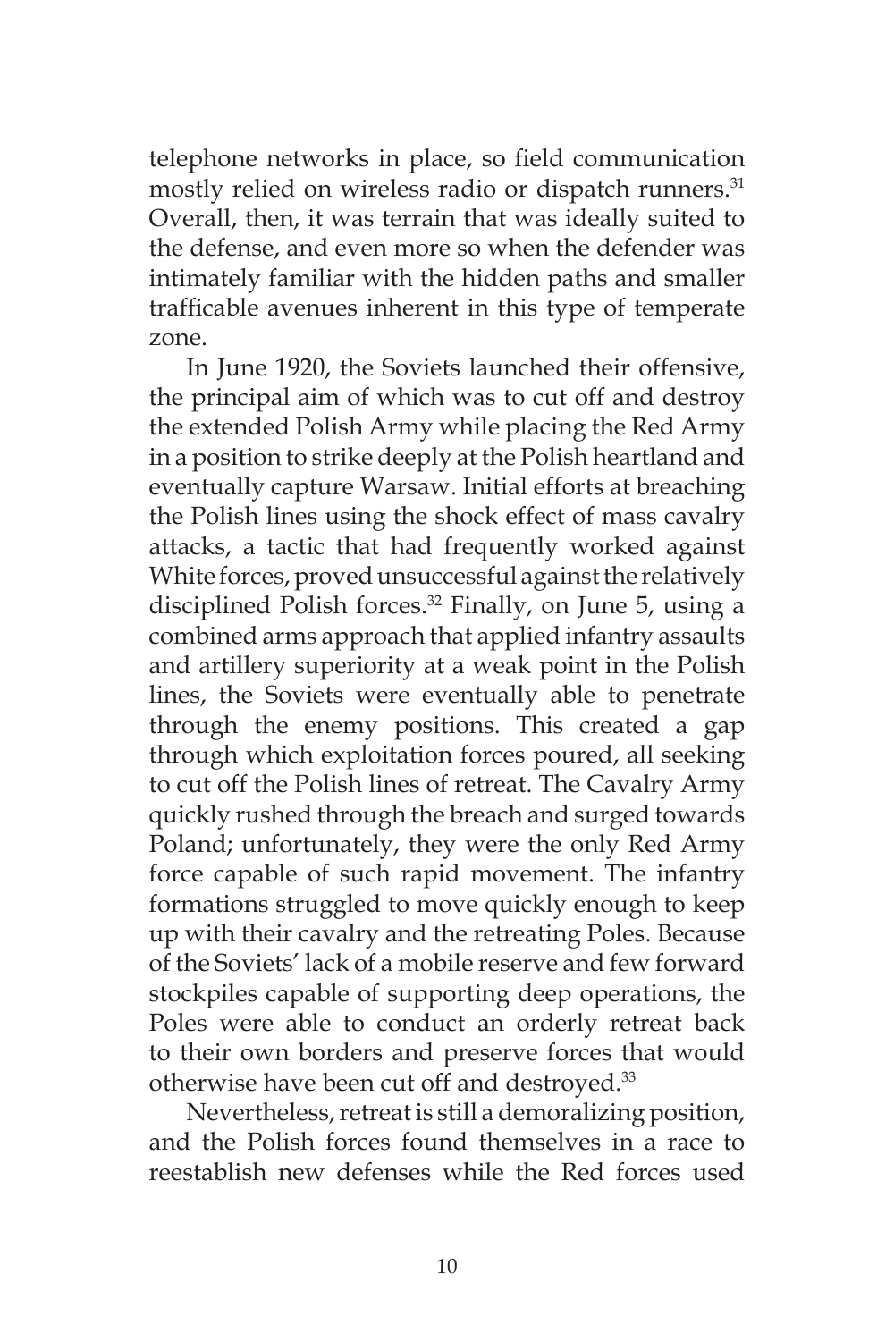telephone networks in place, so field communication mostly relied on wireless radio or dispatch runners.[31] Overall, then, it was terrain that was ideally suited to the defense, and even more so when the defender was intimately familiar with the hidden paths and smaller trafficable avenues inherent in this type of temperate zone.

In June 1920, the Soviets launched their offensive, the principal aim of which was to cut off and destroy the extended Polish Army while placing the Red Army in a position to strike deeply at the Polish heartland and eventually capture Warsaw. Initial efforts at breaching the Polish lines using the shock effect of mass cavalry attacks, a tactic that had frequently worked against White forces, proved unsuccessful against the relatively disciplined Polish forces.[32] Finally, on June 5, using a combined arms approach that applied infantry assaults and artillery superiority at a weak point in the Polish lines, the Soviets were eventually able to penetrate through the enemy positions. This created a gap through which exploitation forces poured, all seeking to cut off the Polish lines of retreat. The Cavalry Army quickly rushed through the breach and surged towards Poland; unfortunately, they were the only Red Army force capable of such rapid movement. The infantry formations struggled to move quickly enough to keep up with their cavalry and the retreating Poles. Because of the Soviets' lack of a mobile reserve and few forward stockpiles capable of supporting deep operations, the Poles were able to conduct an orderly retreat back to their own borders and preserve forces that would otherwise have been cut off and destroyed.[33]

Nevertheless, retreat is still a demoralizing position, and the Polish forces found themselves in a race to reestablish new defenses while the Red forces used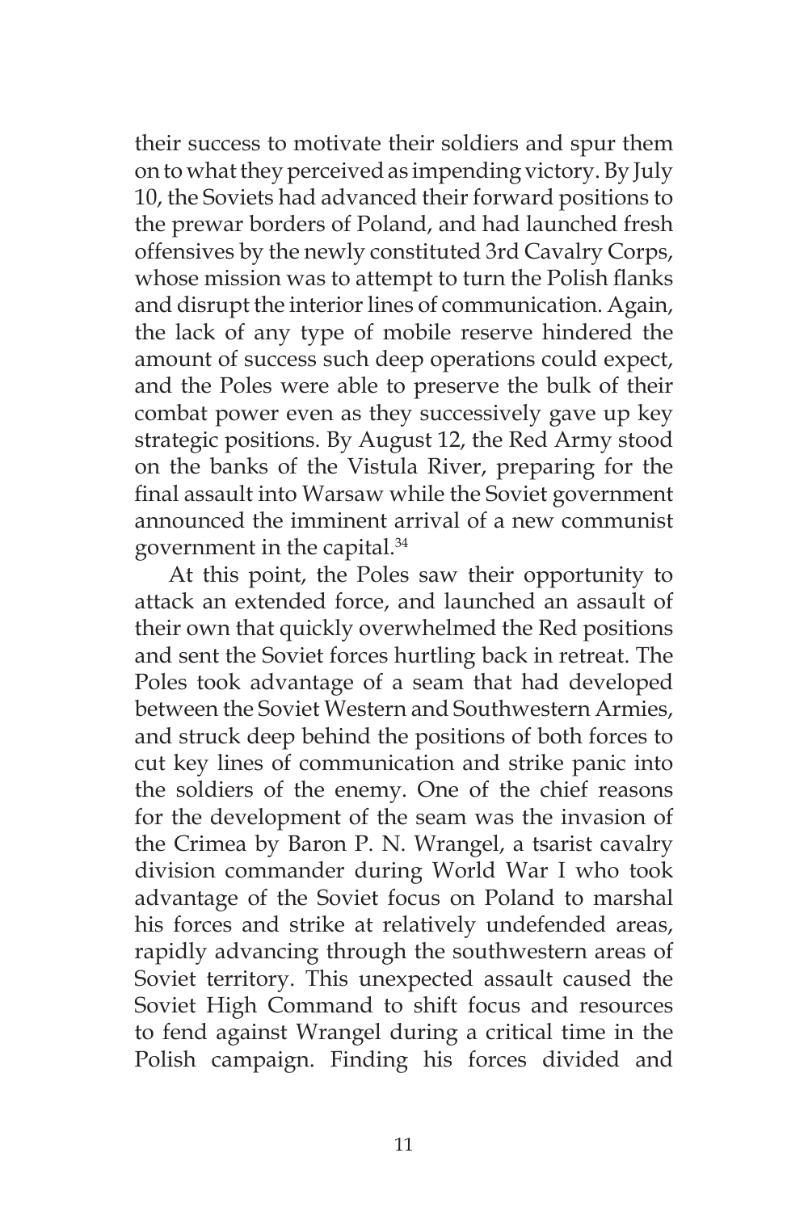their success to motivate their soldiers and spur them on to what they perceived as impending victory. By July 10, the Soviets had advanced their forward positions to the prewar borders of Poland, and had launched fresh offensives by the newly constituted 3rd Cavalry Corps, whose mission was to attempt to turn the Polish flanks and disrupt the interior lines of communication. Again, the lack of any type of mobile reserve hindered the amount of success such deep operations could expect, and the Poles were able to preserve the bulk of their combat power even as they successively gave up key strategic positions. By August 12, the Red Army stood on the banks of the Vistula River, preparing for the final assault into Warsaw while the Soviet government announced the imminent arrival of a new communist government in the capital.[34]

At this point, the Poles saw their opportunity to attack an extended force, and launched an assault of their own that quickly overwhelmed the Red positions and sent the Soviet forces hurtling back in retreat. The Poles took advantage of a seam that had developed between the Soviet Western and Southwestern Armies, and struck deep behind the positions of both forces to cut key lines of communication and strike panic into the soldiers of the enemy. One of the chief reasons for the development of the seam was the invasion of the Crimea by Baron P. N. Wrangel, a tsarist cavalry division commander during World War I who took advantage of the Soviet focus on Poland to marshal his forces and strike at relatively undefended areas, rapidly advancing through the southwestern areas of Soviet territory. This unexpected assault caused the Soviet High Command to shift focus and resources to fend against Wrangel during a critical time in the Polish campaign. Finding his forces divided and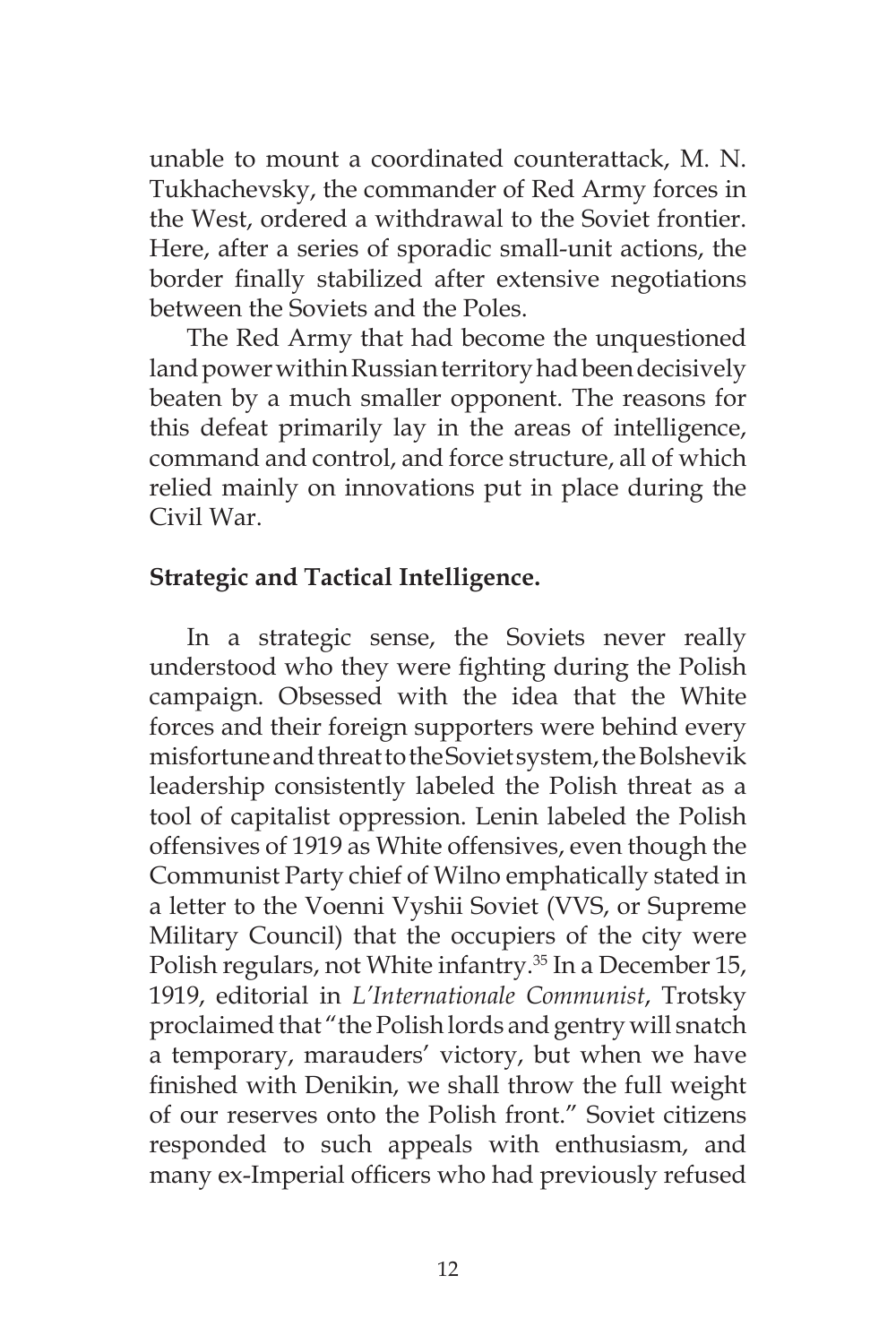unable to mount a coordinated counterattack, M. N. Tukhachevsky, the commander of Red Army forces in the West, ordered a withdrawal to the Soviet frontier. Here, after a series of sporadic small-unit actions, the border finally stabilized after extensive negotiations between the Soviets and the Poles.

The Red Army that had become the unquestioned land power within Russian territory had been decisively beaten by a much smaller opponent. The reasons for this defeat primarily lay in the areas of intelligence, command and control, and force structure, all of which relied mainly on innovations put in place during the Civil War.

**Strategic and Tactical Intelligence.**

In a strategic sense, the Soviets never really understood who they were fighting during the Polish campaign. Obsessed with the idea that the White forces and their foreign supporters were behind every misfortune and threat to the Soviet system, the Bolshevik leadership consistently labeled the Polish threat as a tool of capitalist oppression. Lenin labeled the Polish offensives of 1919 as White offensives, even though the Communist Party chief of Wilno emphatically stated in a letter to the Voenni Vyshii Soviet (VVS, or Supreme Military Council) that the occupiers of the city were Polish regulars, not White infantry.[35] In a December 15, 1919, editorial in *L'Internationale Communist*, Trotsky proclaimed that "the Polish lords and gentry will snatch a temporary, marauders' victory, but when we have finished with Denikin, we shall throw the full weight of our reserves onto the Polish front." Soviet citizens responded to such appeals with enthusiasm, and many ex-Imperial officers who had previously refused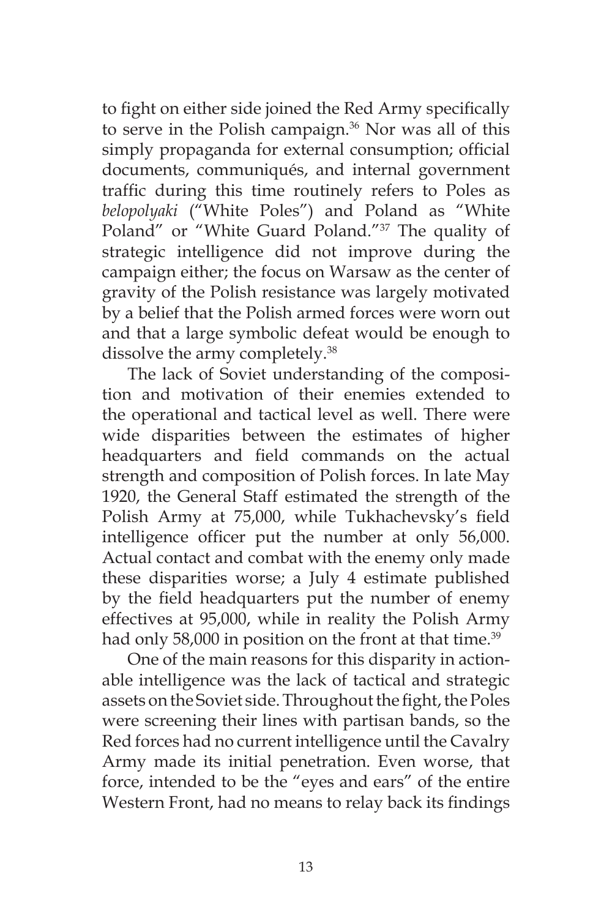to fight on either side joined the Red Army specifically to serve in the Polish campaign.[36] Nor was all of this simply propaganda for external consumption; official documents, communiqués, and internal government traffic during this time routinely refers to Poles as *belopolyaki* ("White Poles") and Poland as "White Poland" or "White Guard Poland."[37] The quality of strategic intelligence did not improve during the campaign either; the focus on Warsaw as the center of gravity of the Polish resistance was largely motivated by a belief that the Polish armed forces were worn out and that a large symbolic defeat would be enough to dissolve the army completely.[38]

The lack of Soviet understanding of the composition and motivation of their enemies extended to the operational and tactical level as well. There were wide disparities between the estimates of higher headquarters and field commands on the actual strength and composition of Polish forces. In late May 1920, the General Staff estimated the strength of the Polish Army at 75,000, while Tukhachevsky's field intelligence officer put the number at only 56,000. Actual contact and combat with the enemy only made these disparities worse; a July 4 estimate published by the field headquarters put the number of enemy effectives at 95,000, while in reality the Polish Army had only 58,000 in position on the front at that time.[39]

One of the main reasons for this disparity in actionable intelligence was the lack of tactical and strategic assets on the Soviet side. Throughout the fight, the Poles were screening their lines with partisan bands, so the Red forces had no current intelligence until the Cavalry Army made its initial penetration. Even worse, that force, intended to be the "eyes and ears" of the entire Western Front, had no means to relay back its findings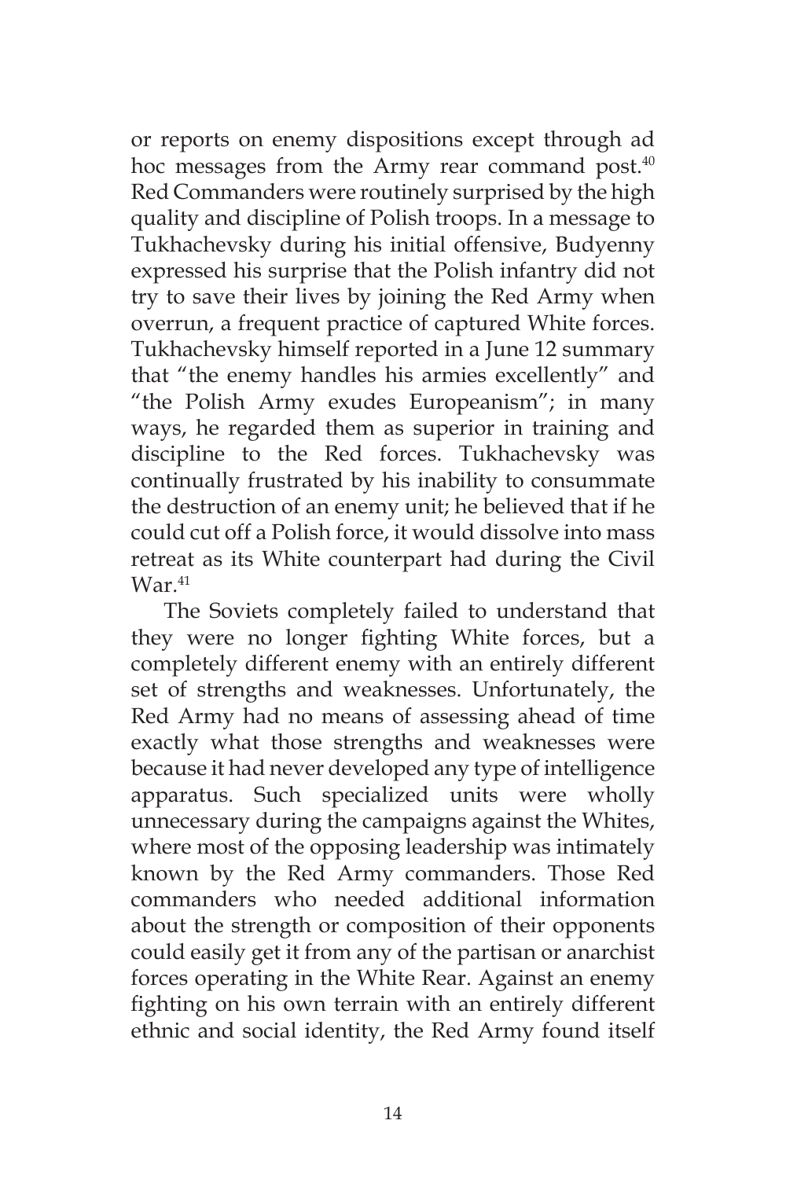or reports on enemy dispositions except through ad hoc messages from the Army rear command post.[40] Red Commanders were routinely surprised by the high quality and discipline of Polish troops. In a message to Tukhachevsky during his initial offensive, Budyenny expressed his surprise that the Polish infantry did not try to save their lives by joining the Red Army when overrun, a frequent practice of captured White forces. Tukhachevsky himself reported in a June 12 summary that "the enemy handles his armies excellently" and "the Polish Army exudes Europeanism"; in many ways, he regarded them as superior in training and discipline to the Red forces. Tukhachevsky was continually frustrated by his inability to consummate the destruction of an enemy unit; he believed that if he could cut off a Polish force, it would dissolve into mass retreat as its White counterpart had during the Civil War.[41]

The Soviets completely failed to understand that they were no longer fighting White forces, but a completely different enemy with an entirely different set of strengths and weaknesses. Unfortunately, the Red Army had no means of assessing ahead of time exactly what those strengths and weaknesses were because it had never developed any type of intelligence apparatus. Such specialized units were wholly unnecessary during the campaigns against the Whites, where most of the opposing leadership was intimately known by the Red Army commanders. Those Red commanders who needed additional information about the strength or composition of their opponents could easily get it from any of the partisan or anarchist forces operating in the White Rear. Against an enemy fighting on his own terrain with an entirely different ethnic and social identity, the Red Army found itself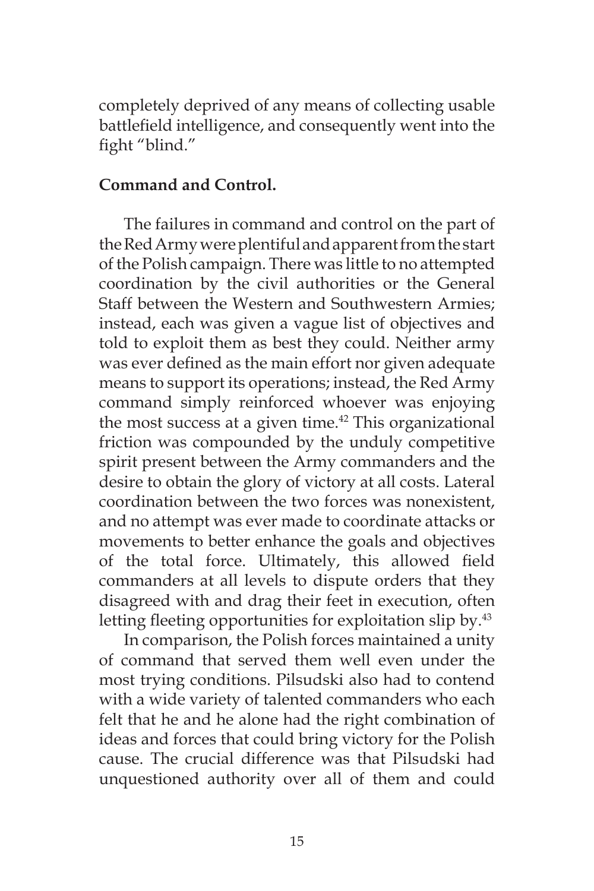completely deprived of any means of collecting usable battlefield intelligence, and consequently went into the fight "blind."

**Command and Control.**

The failures in command and control on the part of the Red Army were plentiful and apparent from the start of the Polish campaign. There was little to no attempted coordination by the civil authorities or the General Staff between the Western and Southwestern Armies; instead, each was given a vague list of objectives and told to exploit them as best they could. Neither army was ever defined as the main effort nor given adequate means to support its operations; instead, the Red Army command simply reinforced whoever was enjoying the most success at a given time.[42] This organizational friction was compounded by the unduly competitive spirit present between the Army commanders and the desire to obtain the glory of victory at all costs. Lateral coordination between the two forces was nonexistent, and no attempt was ever made to coordinate attacks or movements to better enhance the goals and objectives of the total force. Ultimately, this allowed field commanders at all levels to dispute orders that they disagreed with and drag their feet in execution, often letting fleeting opportunities for exploitation slip by.[43]

In comparison, the Polish forces maintained a unity of command that served them well even under the most trying conditions. Pilsudski also had to contend with a wide variety of talented commanders who each felt that he and he alone had the right combination of ideas and forces that could bring victory for the Polish cause. The crucial difference was that Pilsudski had unquestioned authority over all of them and could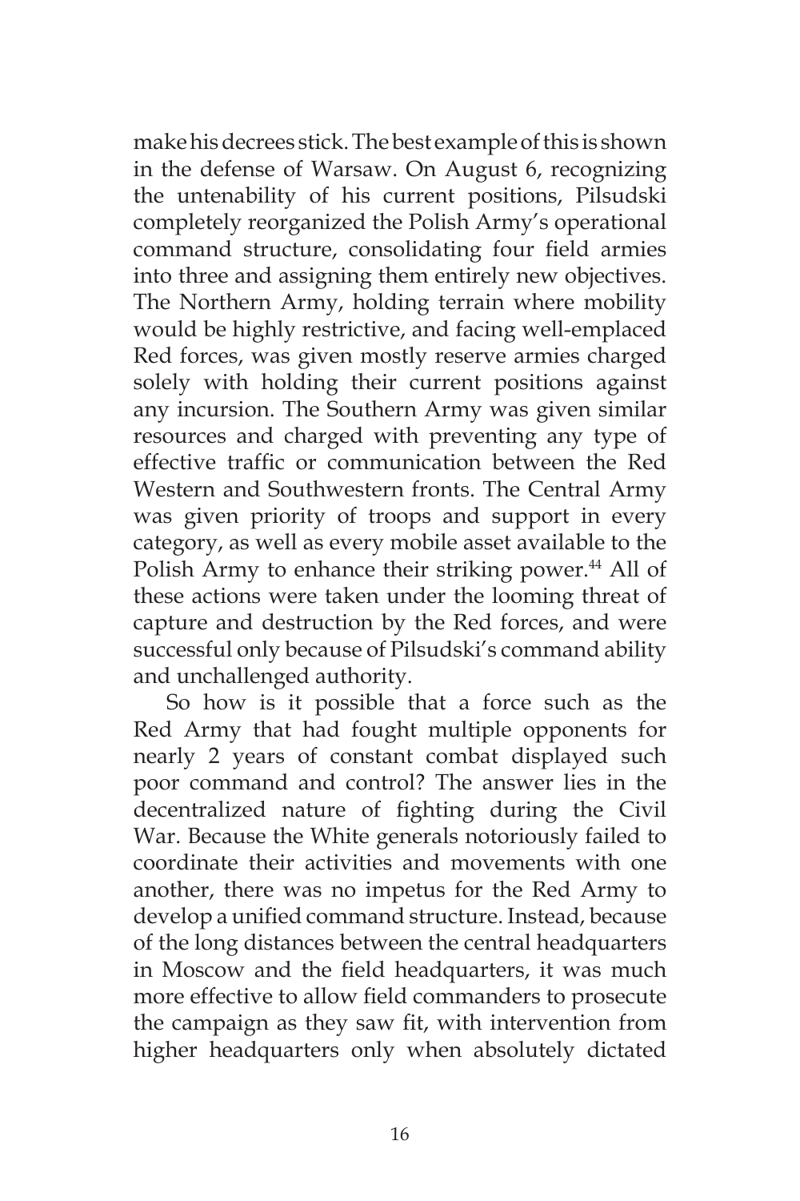make his decrees stick. The best example of this is shown in the defense of Warsaw. On August 6, recognizing the untenability of his current positions, Pilsudski completely reorganized the Polish Army's operational command structure, consolidating four field armies into three and assigning them entirely new objectives. The Northern Army, holding terrain where mobility would be highly restrictive, and facing well-emplaced Red forces, was given mostly reserve armies charged solely with holding their current positions against any incursion. The Southern Army was given similar resources and charged with preventing any type of effective traffic or communication between the Red Western and Southwestern fronts. The Central Army was given priority of troops and support in every category, as well as every mobile asset available to the Polish Army to enhance their striking power.[44] All of these actions were taken under the looming threat of capture and destruction by the Red forces, and were successful only because of Pilsudski's command ability and unchallenged authority.

So how is it possible that a force such as the Red Army that had fought multiple opponents for nearly 2 years of constant combat displayed such poor command and control? The answer lies in the decentralized nature of fighting during the Civil War. Because the White generals notoriously failed to coordinate their activities and movements with one another, there was no impetus for the Red Army to develop a unified command structure. Instead, because of the long distances between the central headquarters in Moscow and the field headquarters, it was much more effective to allow field commanders to prosecute the campaign as they saw fit, with intervention from higher headquarters only when absolutely dictated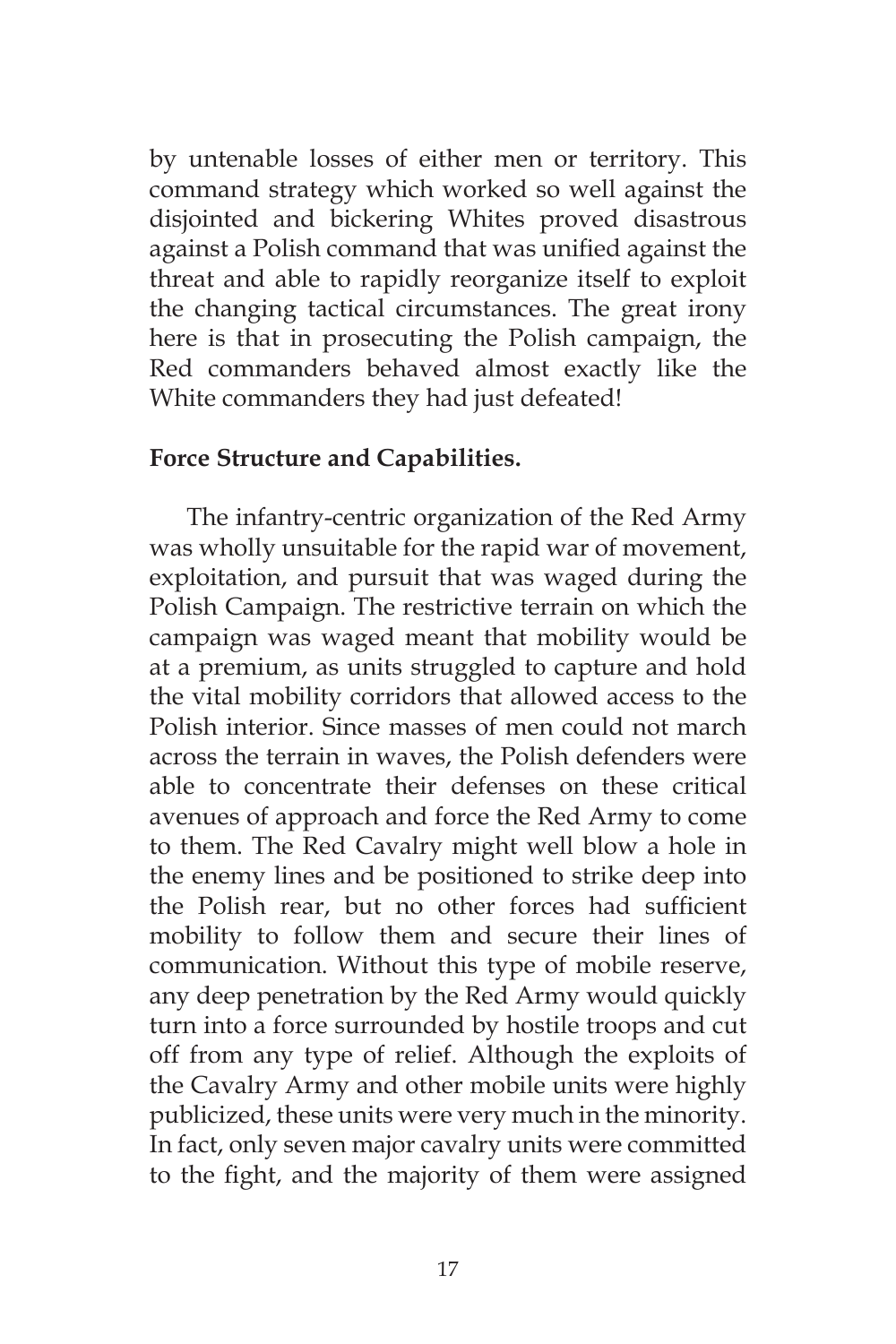by untenable losses of either men or territory. This command strategy which worked so well against the disjointed and bickering Whites proved disastrous against a Polish command that was unified against the threat and able to rapidly reorganize itself to exploit the changing tactical circumstances. The great irony here is that in prosecuting the Polish campaign, the Red commanders behaved almost exactly like the White commanders they had just defeated!

**Force Structure and Capabilities.**

The infantry-centric organization of the Red Army was wholly unsuitable for the rapid war of movement, exploitation, and pursuit that was waged during the Polish Campaign. The restrictive terrain on which the campaign was waged meant that mobility would be at a premium, as units struggled to capture and hold the vital mobility corridors that allowed access to the Polish interior. Since masses of men could not march across the terrain in waves, the Polish defenders were able to concentrate their defenses on these critical avenues of approach and force the Red Army to come to them. The Red Cavalry might well blow a hole in the enemy lines and be positioned to strike deep into the Polish rear, but no other forces had sufficient mobility to follow them and secure their lines of communication. Without this type of mobile reserve, any deep penetration by the Red Army would quickly turn into a force surrounded by hostile troops and cut off from any type of relief. Although the exploits of the Cavalry Army and other mobile units were highly publicized, these units were very much in the minority. In fact, only seven major cavalry units were committed to the fight, and the majority of them were assigned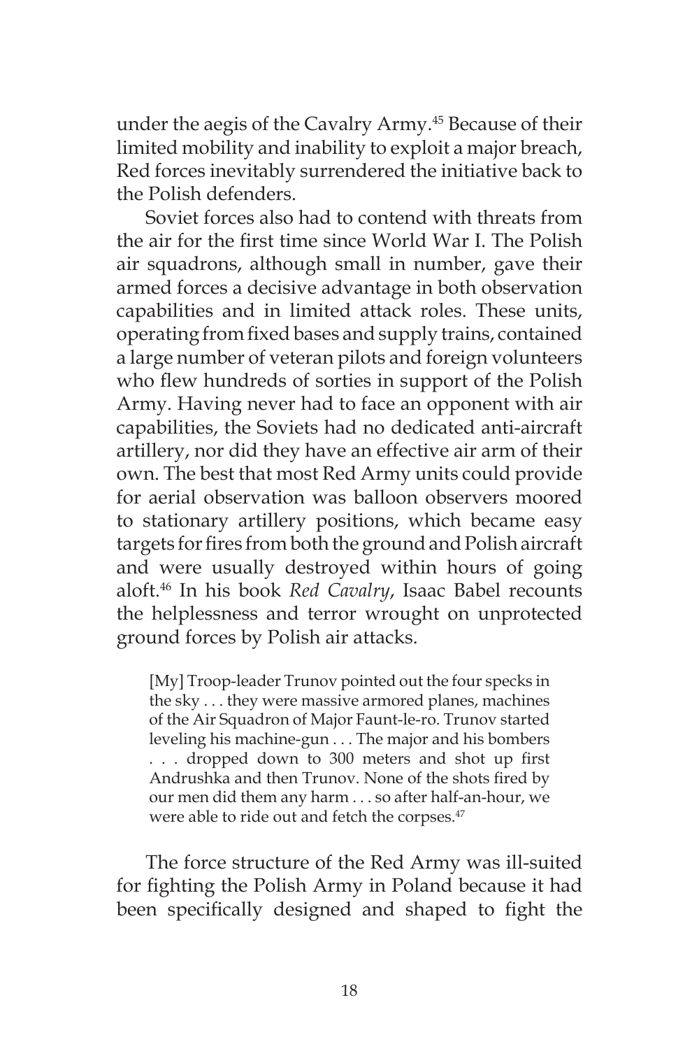under the aegis of the Cavalry Army.[45] Because of their limited mobility and inability to exploit a major breach, Red forces inevitably surrendered the initiative back to the Polish defenders.

Soviet forces also had to contend with threats from the air for the first time since World War I. The Polish air squadrons, although small in number, gave their armed forces a decisive advantage in both observation capabilities and in limited attack roles. These units, operating from fixed bases and supply trains, contained a large number of veteran pilots and foreign volunteers who flew hundreds of sorties in support of the Polish Army. Having never had to face an opponent with air capabilities, the Soviets had no dedicated anti-aircraft artillery, nor did they have an effective air arm of their own. The best that most Red Army units could provide for aerial observation was balloon observers moored to stationary artillery positions, which became easy targets for fires from both the ground and Polish aircraft and were usually destroyed within hours of going aloft.[46] In his book *Red Cavalry*, Isaac Babel recounts the helplessness and terror wrought on unprotected ground forces by Polish air attacks.

> [My] Troop-leader Trunov pointed out the four specks in the sky . . . they were massive armored planes, machines of the Air Squadron of Major Faunt-le-ro. Trunov started leveling his machine-gun . . . The major and his bombers . . . dropped down to 300 meters and shot up first Andrushka and then Trunov. None of the shots fired by our men did them any harm . . . so after half-an-hour, we were able to ride out and fetch the corpses.[47]

The force structure of the Red Army was ill-suited for fighting the Polish Army in Poland because it had been specifically designed and shaped to fight the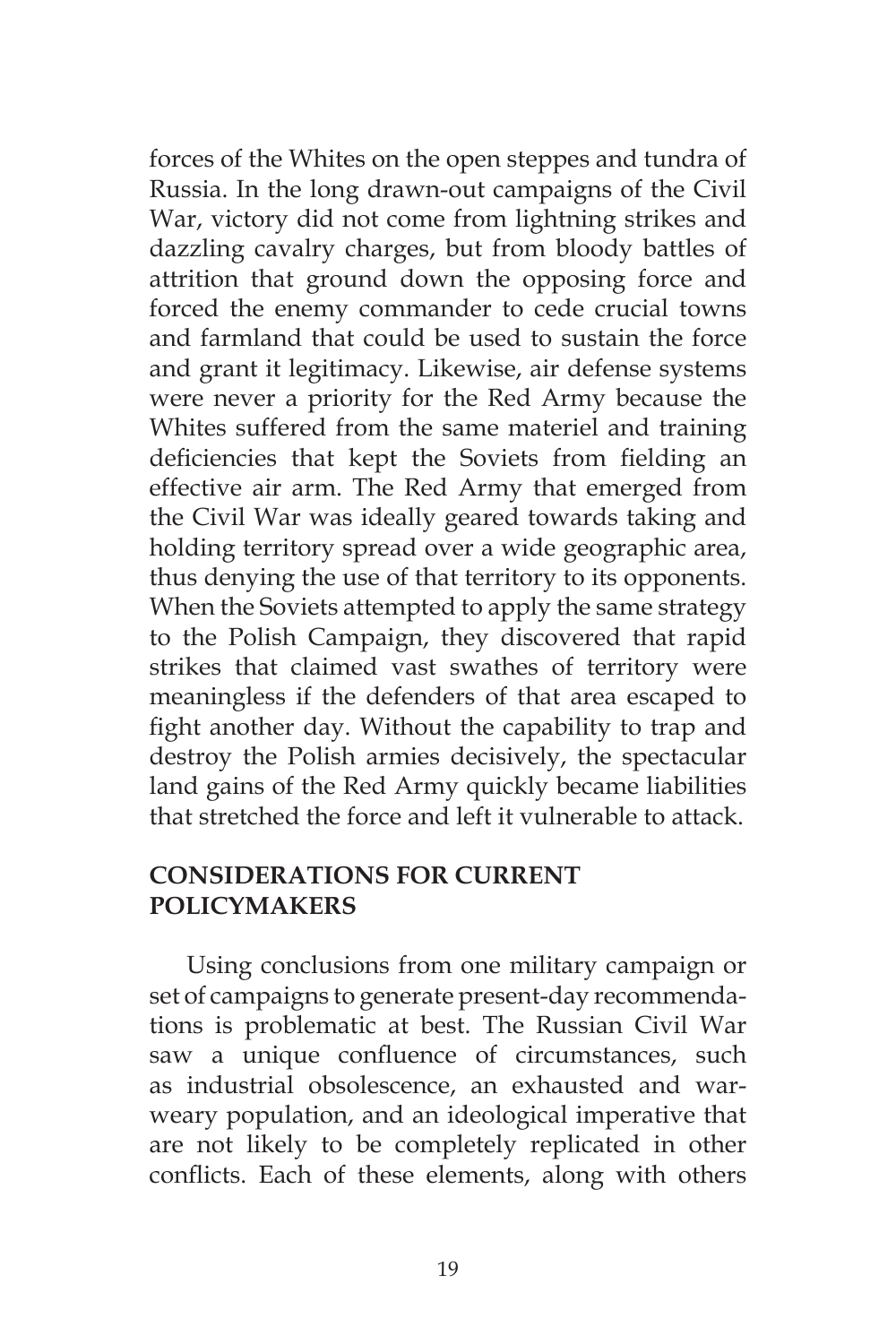forces of the Whites on the open steppes and tundra of Russia. In the long drawn-out campaigns of the Civil War, victory did not come from lightning strikes and dazzling cavalry charges, but from bloody battles of attrition that ground down the opposing force and forced the enemy commander to cede crucial towns and farmland that could be used to sustain the force and grant it legitimacy. Likewise, air defense systems were never a priority for the Red Army because the Whites suffered from the same materiel and training deficiencies that kept the Soviets from fielding an effective air arm. The Red Army that emerged from the Civil War was ideally geared towards taking and holding territory spread over a wide geographic area, thus denying the use of that territory to its opponents. When the Soviets attempted to apply the same strategy to the Polish Campaign, they discovered that rapid strikes that claimed vast swathes of territory were meaningless if the defenders of that area escaped to fight another day. Without the capability to trap and destroy the Polish armies decisively, the spectacular land gains of the Red Army quickly became liabilities that stretched the force and left it vulnerable to attack.

## CONSIDERATIONS FOR CURRENT POLICYMAKERS

Using conclusions from one military campaign or set of campaigns to generate present-day recommendations is problematic at best. The Russian Civil War saw a unique confluence of circumstances, such as industrial obsolescence, an exhausted and war-weary population, and an ideological imperative that are not likely to be completely replicated in other conflicts. Each of these elements, along with others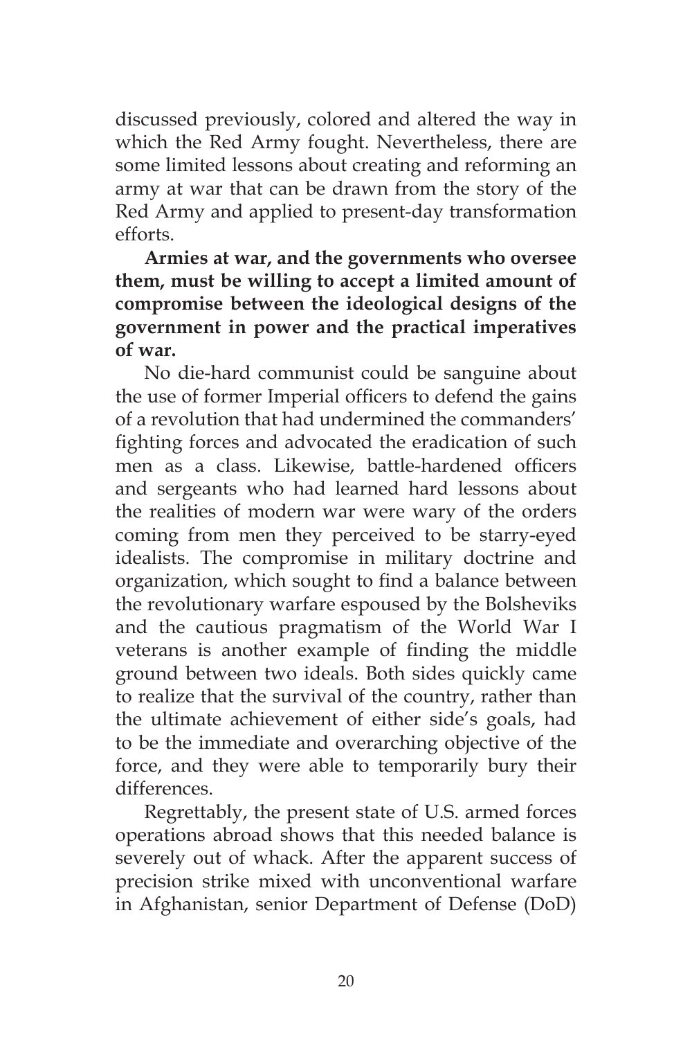discussed previously, colored and altered the way in which the Red Army fought. Nevertheless, there are some limited lessons about creating and reforming an army at war that can be drawn from the story of the Red Army and applied to present-day transformation efforts.

**Armies at war, and the governments who oversee them, must be willing to accept a limited amount of compromise between the ideological designs of the government in power and the practical imperatives of war.**

No die-hard communist could be sanguine about the use of former Imperial officers to defend the gains of a revolution that had undermined the commanders' fighting forces and advocated the eradication of such men as a class. Likewise, battle-hardened officers and sergeants who had learned hard lessons about the realities of modern war were wary of the orders coming from men they perceived to be starry-eyed idealists. The compromise in military doctrine and organization, which sought to find a balance between the revolutionary warfare espoused by the Bolsheviks and the cautious pragmatism of the World War I veterans is another example of finding the middle ground between two ideals. Both sides quickly came to realize that the survival of the country, rather than the ultimate achievement of either side's goals, had to be the immediate and overarching objective of the force, and they were able to temporarily bury their differences.

Regrettably, the present state of U.S. armed forces operations abroad shows that this needed balance is severely out of whack. After the apparent success of precision strike mixed with unconventional warfare in Afghanistan, senior Department of Defense (DoD)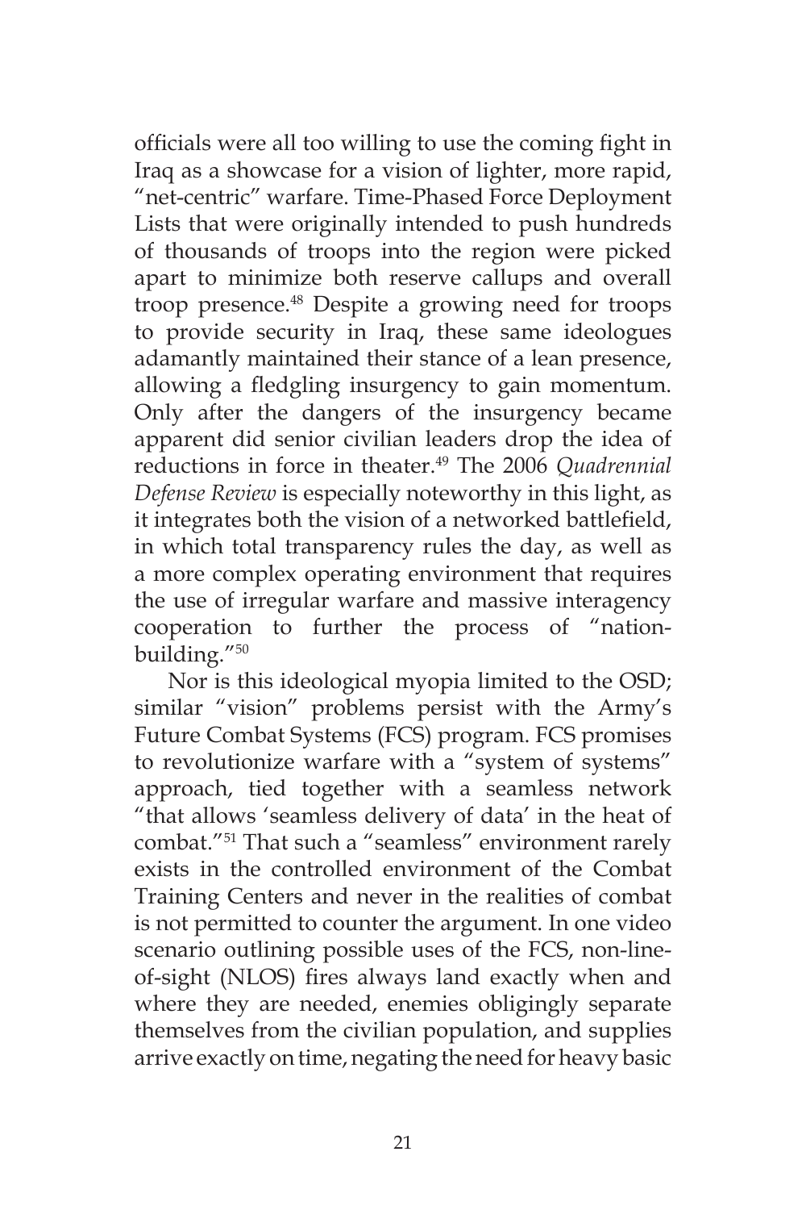officials were all too willing to use the coming fight in Iraq as a showcase for a vision of lighter, more rapid, "net-centric" warfare. Time-Phased Force Deployment Lists that were originally intended to push hundreds of thousands of troops into the region were picked apart to minimize both reserve callups and overall troop presence.[48] Despite a growing need for troops to provide security in Iraq, these same ideologues adamantly maintained their stance of a lean presence, allowing a fledgling insurgency to gain momentum. Only after the dangers of the insurgency became apparent did senior civilian leaders drop the idea of reductions in force in theater.[49] The 2006 *Quadrennial Defense Review* is especially noteworthy in this light, as it integrates both the vision of a networked battlefield, in which total transparency rules the day, as well as a more complex operating environment that requires the use of irregular warfare and massive interagency cooperation to further the process of "nation-building."[50]

Nor is this ideological myopia limited to the OSD; similar "vision" problems persist with the Army's Future Combat Systems (FCS) program. FCS promises to revolutionize warfare with a "system of systems" approach, tied together with a seamless network "that allows 'seamless delivery of data' in the heat of combat."[51] That such a "seamless" environment rarely exists in the controlled environment of the Combat Training Centers and never in the realities of combat is not permitted to counter the argument. In one video scenario outlining possible uses of the FCS, non-line-of-sight (NLOS) fires always land exactly when and where they are needed, enemies obligingly separate themselves from the civilian population, and supplies arrive exactly on time, negating the need for heavy basic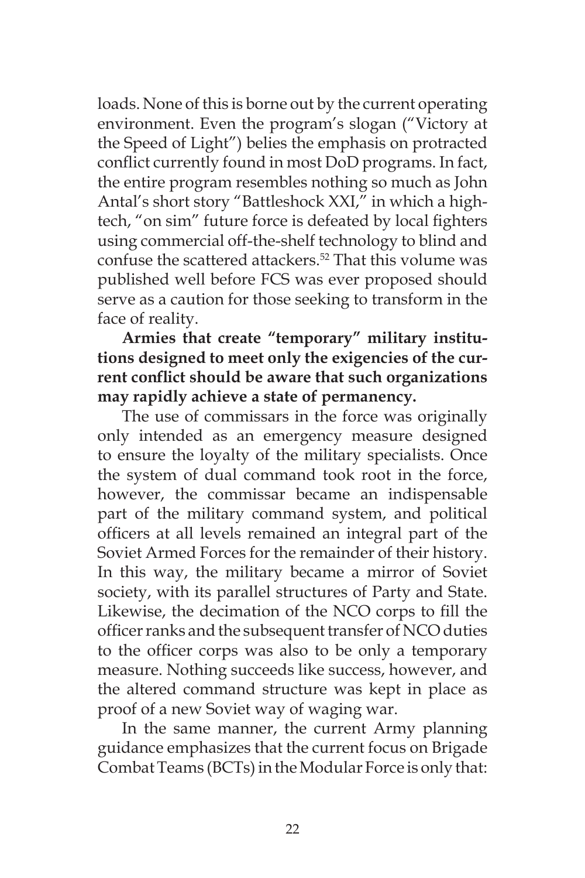loads. None of this is borne out by the current operating environment. Even the program's slogan ("Victory at the Speed of Light") belies the emphasis on protracted conflict currently found in most DoD programs. In fact, the entire program resembles nothing so much as John Antal's short story "Battleshock XXI," in which a high-tech, "on sim" future force is defeated by local fighters using commercial off-the-shelf technology to blind and confuse the scattered attackers.[52] That this volume was published well before FCS was ever proposed should serve as a caution for those seeking to transform in the face of reality.

**Armies that create "temporary" military institutions designed to meet only the exigencies of the current conflict should be aware that such organizations may rapidly achieve a state of permanency.**

The use of commissars in the force was originally only intended as an emergency measure designed to ensure the loyalty of the military specialists. Once the system of dual command took root in the force, however, the commissar became an indispensable part of the military command system, and political officers at all levels remained an integral part of the Soviet Armed Forces for the remainder of their history. In this way, the military became a mirror of Soviet society, with its parallel structures of Party and State. Likewise, the decimation of the NCO corps to fill the officer ranks and the subsequent transfer of NCO duties to the officer corps was also to be only a temporary measure. Nothing succeeds like success, however, and the altered command structure was kept in place as proof of a new Soviet way of waging war.

In the same manner, the current Army planning guidance emphasizes that the current focus on Brigade Combat Teams (BCTs) in the Modular Force is only that: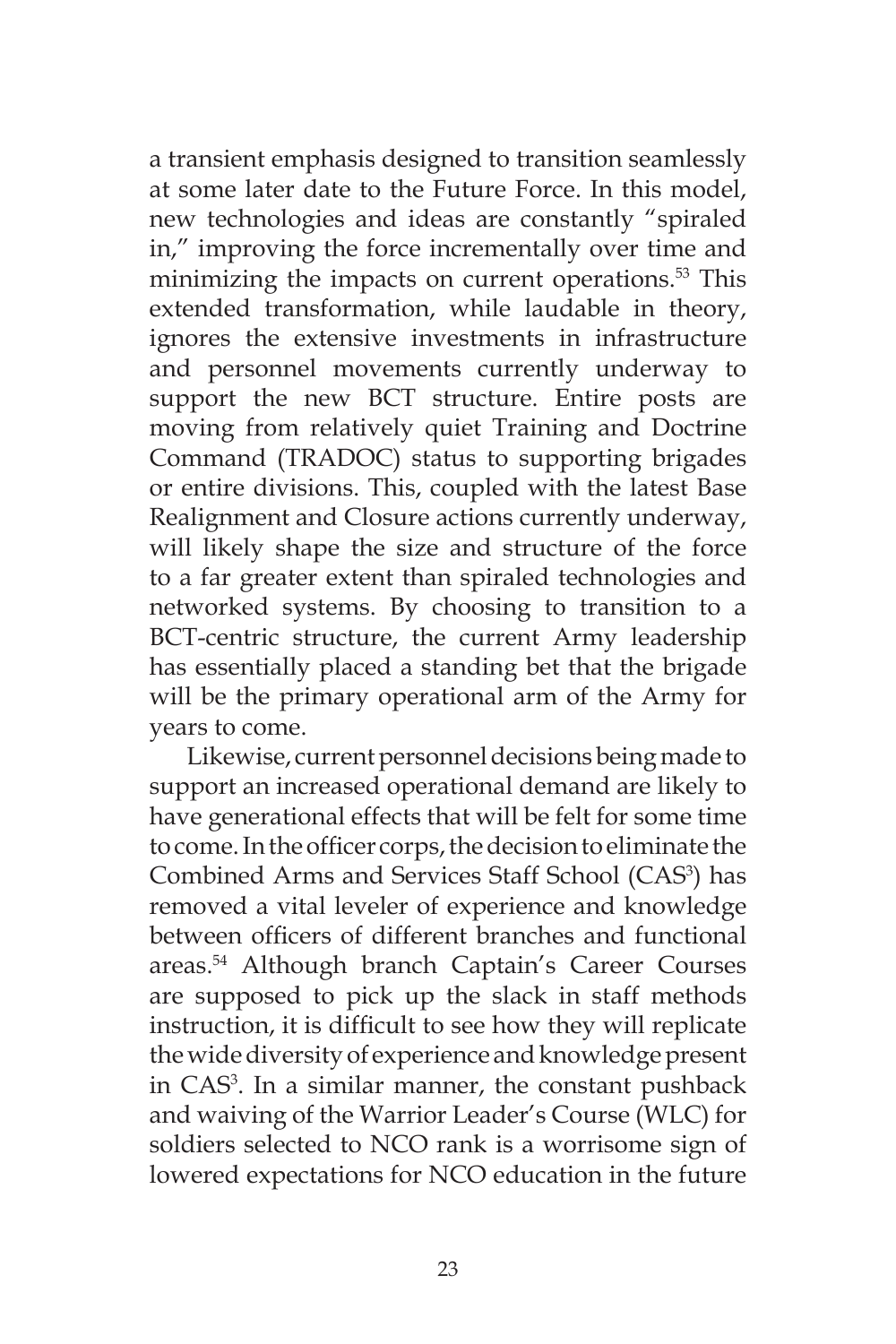a transient emphasis designed to transition seamlessly at some later date to the Future Force. In this model, new technologies and ideas are constantly "spiraled in," improving the force incrementally over time and minimizing the impacts on current operations.[53] This extended transformation, while laudable in theory, ignores the extensive investments in infrastructure and personnel movements currently underway to support the new BCT structure. Entire posts are moving from relatively quiet Training and Doctrine Command (TRADOC) status to supporting brigades or entire divisions. This, coupled with the latest Base Realignment and Closure actions currently underway, will likely shape the size and structure of the force to a far greater extent than spiraled technologies and networked systems. By choosing to transition to a BCT-centric structure, the current Army leadership has essentially placed a standing bet that the brigade will be the primary operational arm of the Army for years to come.

Likewise, current personnel decisions being made to support an increased operational demand are likely to have generational effects that will be felt for some time to come. In the officer corps, the decision to eliminate the Combined Arms and Services Staff School ($CAS^3$) has removed a vital leveler of experience and knowledge between officers of different branches and functional areas.[54] Although branch Captain's Career Courses are supposed to pick up the slack in staff methods instruction, it is difficult to see how they will replicate the wide diversity of experience and knowledge present in $CAS^3$. In a similar manner, the constant pushback and waiving of the Warrior Leader's Course (WLC) for soldiers selected to NCO rank is a worrisome sign of lowered expectations for NCO education in the future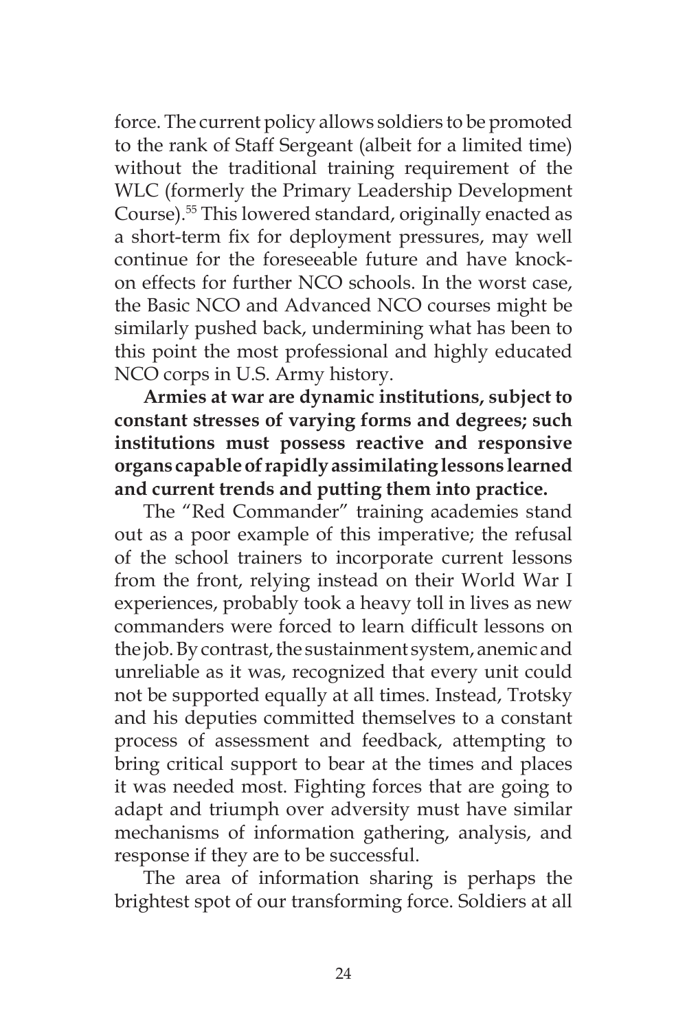force. The current policy allows soldiers to be promoted to the rank of Staff Sergeant (albeit for a limited time) without the traditional training requirement of the WLC (formerly the Primary Leadership Development Course).[55] This lowered standard, originally enacted as a short-term fix for deployment pressures, may well continue for the foreseeable future and have knock-on effects for further NCO schools. In the worst case, the Basic NCO and Advanced NCO courses might be similarly pushed back, undermining what has been to this point the most professional and highly educated NCO corps in U.S. Army history.

**Armies at war are dynamic institutions, subject to constant stresses of varying forms and degrees; such institutions must possess reactive and responsive organs capable of rapidly assimilating lessons learned and current trends and putting them into practice.**

The "Red Commander" training academies stand out as a poor example of this imperative; the refusal of the school trainers to incorporate current lessons from the front, relying instead on their World War I experiences, probably took a heavy toll in lives as new commanders were forced to learn difficult lessons on the job. By contrast, the sustainment system, anemic and unreliable as it was, recognized that every unit could not be supported equally at all times. Instead, Trotsky and his deputies committed themselves to a constant process of assessment and feedback, attempting to bring critical support to bear at the times and places it was needed most. Fighting forces that are going to adapt and triumph over adversity must have similar mechanisms of information gathering, analysis, and response if they are to be successful.

The area of information sharing is perhaps the brightest spot of our transforming force. Soldiers at all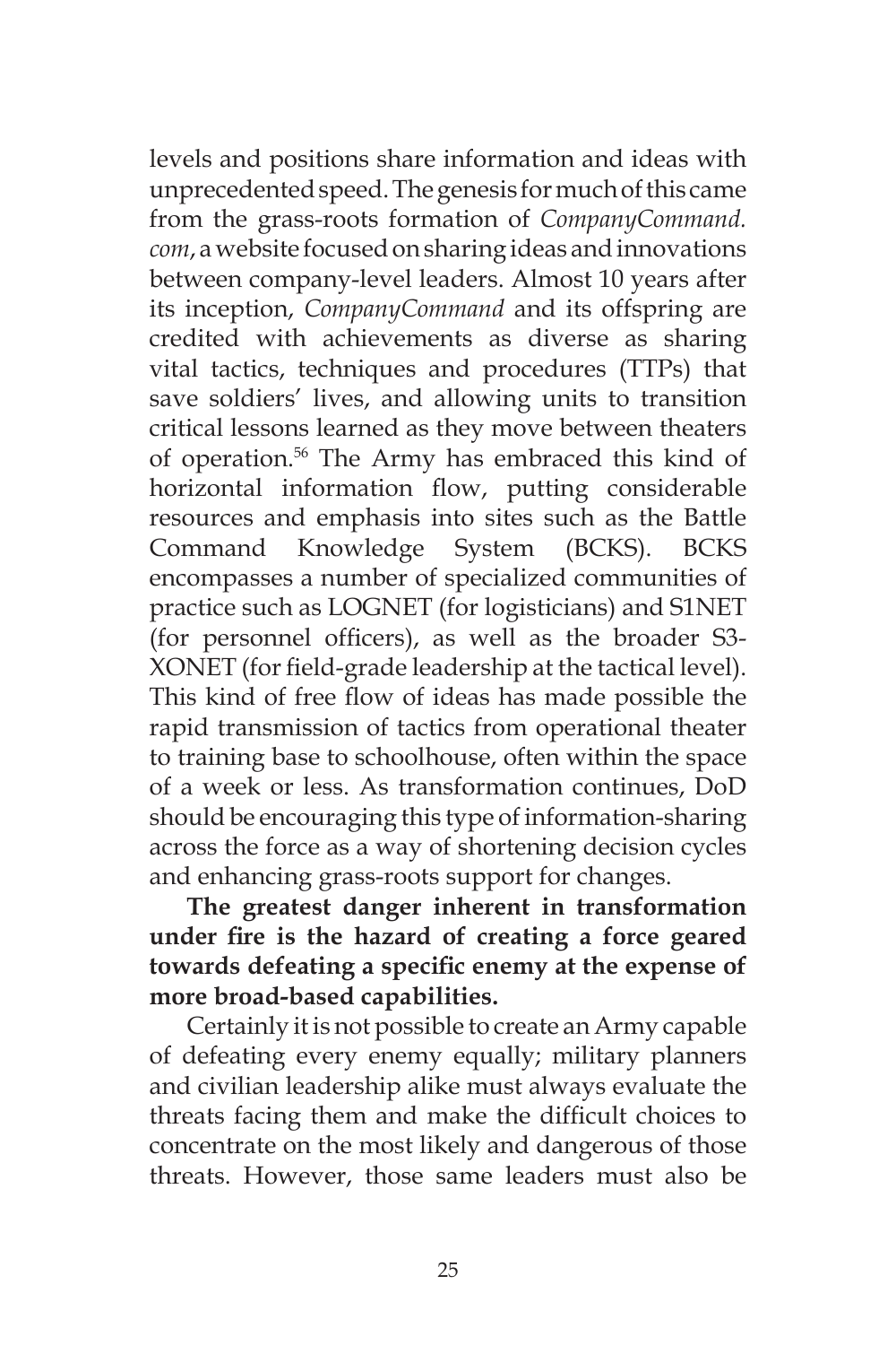levels and positions share information and ideas with unprecedented speed. The genesis for much of this came from the grass-roots formation of *CompanyCommand.com*, a website focused on sharing ideas and innovations between company-level leaders. Almost 10 years after its inception, *CompanyCommand* and its offspring are credited with achievements as diverse as sharing vital tactics, techniques and procedures (TTPs) that save soldiers' lives, and allowing units to transition critical lessons learned as they move between theaters of operation.[56] The Army has embraced this kind of horizontal information flow, putting considerable resources and emphasis into sites such as the Battle Command Knowledge System (BCKS). BCKS encompasses a number of specialized communities of practice such as LOGNET (for logisticians) and S1NET (for personnel officers), as well as the broader S3-XONET (for field-grade leadership at the tactical level). This kind of free flow of ideas has made possible the rapid transmission of tactics from operational theater to training base to schoolhouse, often within the space of a week or less. As transformation continues, DoD should be encouraging this type of information-sharing across the force as a way of shortening decision cycles and enhancing grass-roots support for changes.

**The greatest danger inherent in transformation under fire is the hazard of creating a force geared towards defeating a specific enemy at the expense of more broad-based capabilities.**

Certainly it is not possible to create an Army capable of defeating every enemy equally; military planners and civilian leadership alike must always evaluate the threats facing them and make the difficult choices to concentrate on the most likely and dangerous of those threats. However, those same leaders must also be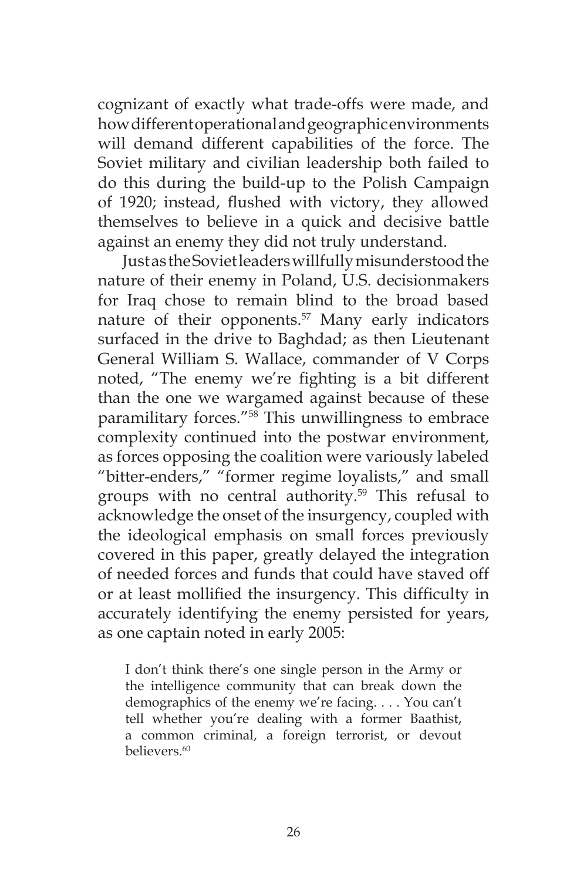cognizant of exactly what trade-offs were made, and how different operational and geographic environments will demand different capabilities of the force. The Soviet military and civilian leadership both failed to do this during the build-up to the Polish Campaign of 1920; instead, flushed with victory, they allowed themselves to believe in a quick and decisive battle against an enemy they did not truly understand.

Just as the Soviet leaders willfully misunderstood the nature of their enemy in Poland, U.S. decisionmakers for Iraq chose to remain blind to the broad based nature of their opponents.[57] Many early indicators surfaced in the drive to Baghdad; as then Lieutenant General William S. Wallace, commander of V Corps noted, "The enemy we're fighting is a bit different than the one we wargamed against because of these paramilitary forces."[58] This unwillingness to embrace complexity continued into the postwar environment, as forces opposing the coalition were variously labeled "bitter-enders," "former regime loyalists," and small groups with no central authority.[59] This refusal to acknowledge the onset of the insurgency, coupled with the ideological emphasis on small forces previously covered in this paper, greatly delayed the integration of needed forces and funds that could have staved off or at least mollified the insurgency. This difficulty in accurately identifying the enemy persisted for years, as one captain noted in early 2005:

> I don't think there's one single person in the Army or the intelligence community that can break down the demographics of the enemy we're facing. . . . You can't tell whether you're dealing with a former Baathist, a common criminal, a foreign terrorist, or devout believers.[60]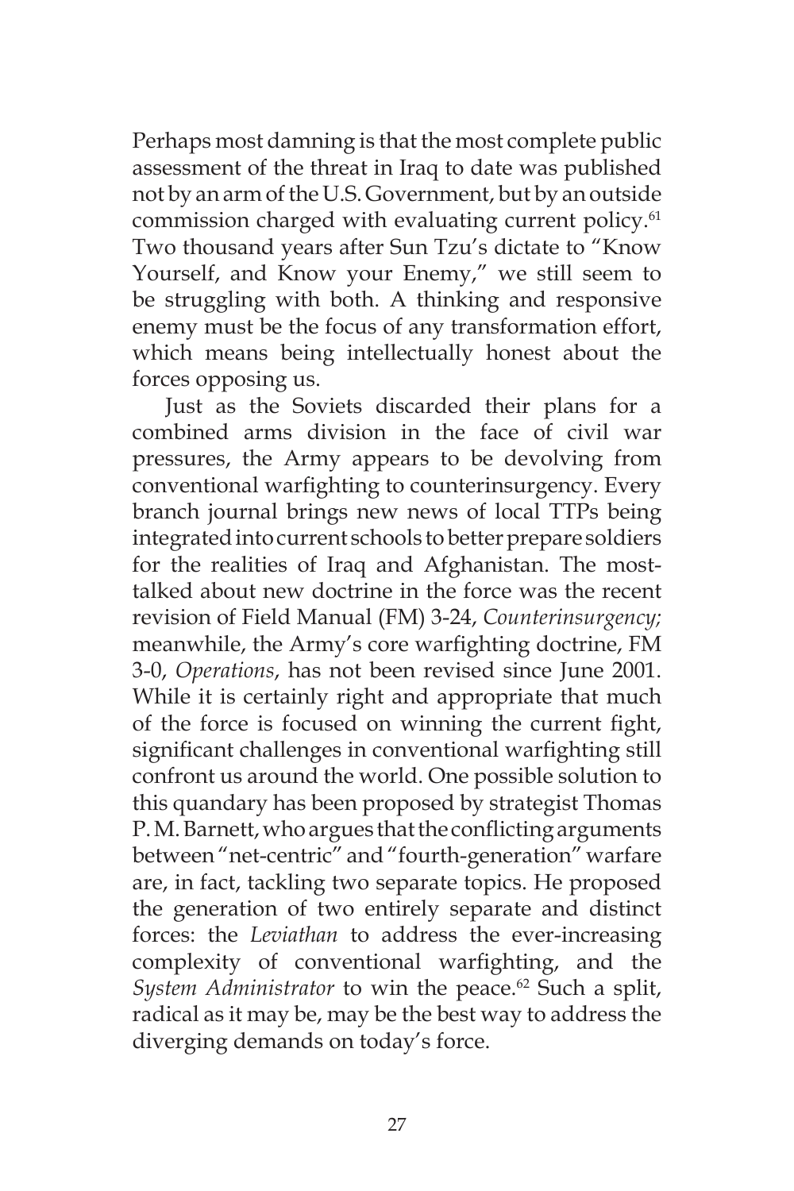Perhaps most damning is that the most complete public assessment of the threat in Iraq to date was published not by an arm of the U.S. Government, but by an outside commission charged with evaluating current policy.[61] Two thousand years after Sun Tzu's dictate to "Know Yourself, and Know your Enemy," we still seem to be struggling with both. A thinking and responsive enemy must be the focus of any transformation effort, which means being intellectually honest about the forces opposing us.

Just as the Soviets discarded their plans for a combined arms division in the face of civil war pressures, the Army appears to be devolving from conventional warfighting to counterinsurgency. Every branch journal brings new news of local TTPs being integrated into current schools to better prepare soldiers for the realities of Iraq and Afghanistan. The most-talked about new doctrine in the force was the recent revision of Field Manual (FM) 3-24, *Counterinsurgency;* meanwhile, the Army's core warfighting doctrine, FM 3-0, *Operations*, has not been revised since June 2001. While it is certainly right and appropriate that much of the force is focused on winning the current fight, significant challenges in conventional warfighting still confront us around the world. One possible solution to this quandary has been proposed by strategist Thomas P. M. Barnett, who argues that the conflicting arguments between "net-centric" and "fourth-generation" warfare are, in fact, tackling two separate topics. He proposed the generation of two entirely separate and distinct forces: the *Leviathan* to address the ever-increasing complexity of conventional warfighting, and the *System Administrator* to win the peace.[62] Such a split, radical as it may be, may be the best way to address the diverging demands on today's force.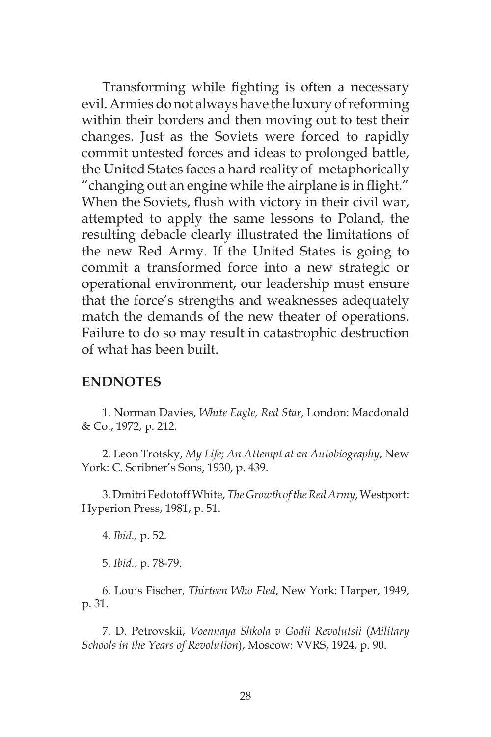Transforming while fighting is often a necessary evil. Armies do not always have the luxury of reforming within their borders and then moving out to test their changes. Just as the Soviets were forced to rapidly commit untested forces and ideas to prolonged battle, the United States faces a hard reality of metaphorically "changing out an engine while the airplane is in flight." When the Soviets, flush with victory in their civil war, attempted to apply the same lessons to Poland, the resulting debacle clearly illustrated the limitations of the new Red Army. If the United States is going to commit a transformed force into a new strategic or operational environment, our leadership must ensure that the force's strengths and weaknesses adequately match the demands of the new theater of operations. Failure to do so may result in catastrophic destruction of what has been built.

## ENDNOTES

1. Norman Davies, *White Eagle, Red Star*, London: Macdonald & Co., 1972, p. 212.

2. Leon Trotsky, *My Life; An Attempt at an Autobiography*, New York: C. Scribner's Sons, 1930, p. 439.

3. Dmitri Fedotoff White, *The Growth of the Red Army*, Westport: Hyperion Press, 1981, p. 51.

4. *Ibid.,* p. 52.

5. *Ibid.*, p. 78-79.

6. Louis Fischer, *Thirteen Who Fled*, New York: Harper, 1949, p. 31.

7. D. Petrovskii, *Voennaya Shkola v Godii Revolutsii* (*Military Schools in the Years of Revolution*), Moscow: VVRS, 1924, p. 90.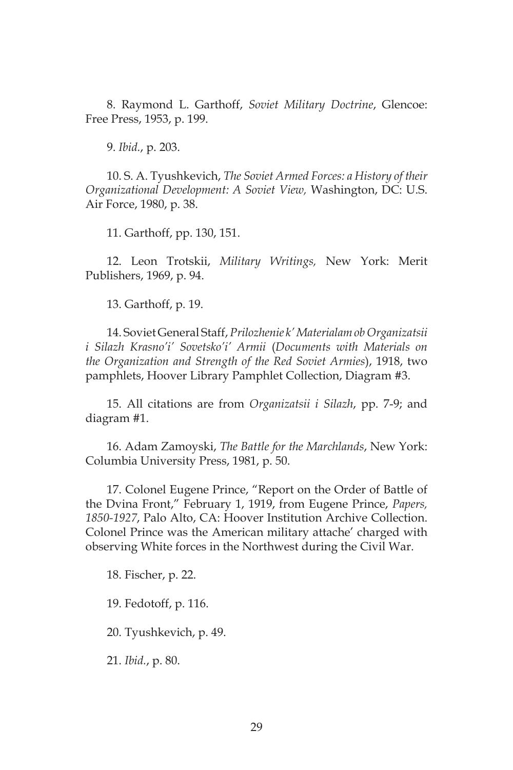8. Raymond L. Garthoff, *Soviet Military Doctrine*, Glencoe: Free Press, 1953, p. 199.

9. *Ibid.*, p. 203.

10. S. A. Tyushkevich, *The Soviet Armed Forces: a History of their Organizational Development: A Soviet View,* Washington, DC: U.S. Air Force, 1980, p. 38.

11. Garthoff, pp. 130, 151.

12. Leon Trotskii, *Military Writings,* New York: Merit Publishers, 1969, p. 94.

13. Garthoff, p. 19.

14. Soviet General Staff, *Prilozhenie k' Materialam ob Organizatsii i Silazh Krasno'i' Sovetsko'i' Armii* (*Documents with Materials on the Organization and Strength of the Red Soviet Armies*), 1918, two pamphlets, Hoover Library Pamphlet Collection, Diagram #3.

15. All citations are from *Organizatsii i Silazh*, pp. 7-9; and diagram #1.

16. Adam Zamoyski, *The Battle for the Marchlands*, New York: Columbia University Press, 1981, p. 50.

17. Colonel Eugene Prince, "Report on the Order of Battle of the Dvina Front," February 1, 1919, from Eugene Prince, *Papers, 1850-1927*, Palo Alto, CA: Hoover Institution Archive Collection. Colonel Prince was the American military attache' charged with observing White forces in the Northwest during the Civil War.

18. Fischer, p. 22.

19. Fedotoff, p. 116.

20. Tyushkevich, p. 49.

21. *Ibid.*, p. 80.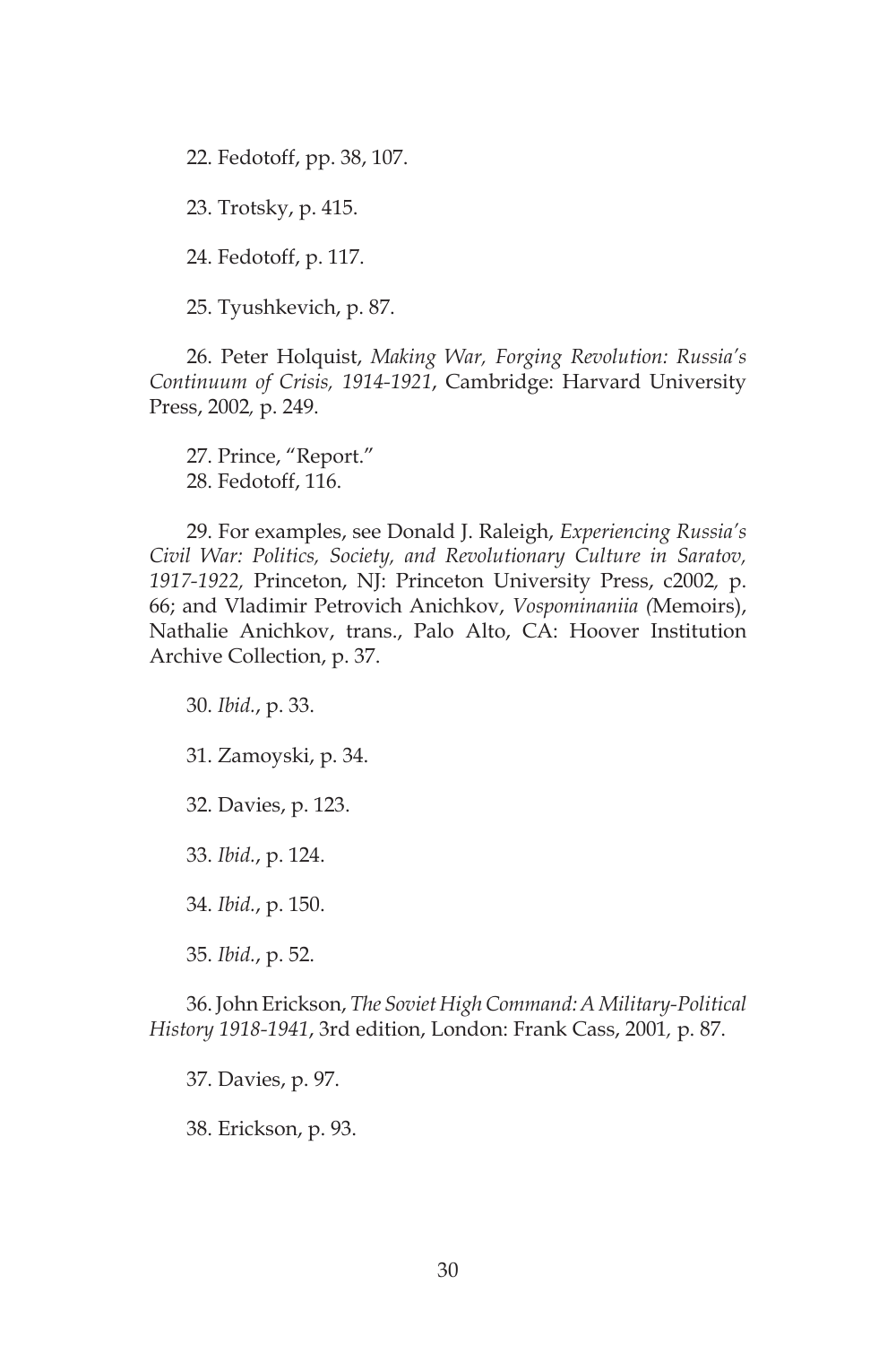22. Fedotoff, pp. 38, 107.

23. Trotsky, p. 415.

24. Fedotoff, p. 117.

25. Tyushkevich, p. 87.

26. Peter Holquist, *Making War, Forging Revolution: Russia's Continuum of Crisis, 1914-1921*, Cambridge: Harvard University Press, 2002, p. 249.

27. Prince, "Report."

28. Fedotoff, 116.

29. For examples, see Donald J. Raleigh, *Experiencing Russia's Civil War: Politics, Society, and Revolutionary Culture in Saratov, 1917-1922,* Princeton, NJ: Princeton University Press, c2002, p. 66; and Vladimir Petrovich Anichkov, *Vospominaniia* (Memoirs), Nathalie Anichkov, trans., Palo Alto, CA: Hoover Institution Archive Collection, p. 37.

30. *Ibid.*, p. 33.

31. Zamoyski, p. 34.

32. Davies, p. 123.

33. *Ibid.*, p. 124.

34. *Ibid.*, p. 150.

35. *Ibid.*, p. 52.

36. John Erickson, *The Soviet High Command: A Military-Political History 1918-1941*, 3rd edition, London: Frank Cass, 2001, p. 87.

37. Davies, p. 97.

38. Erickson, p. 93.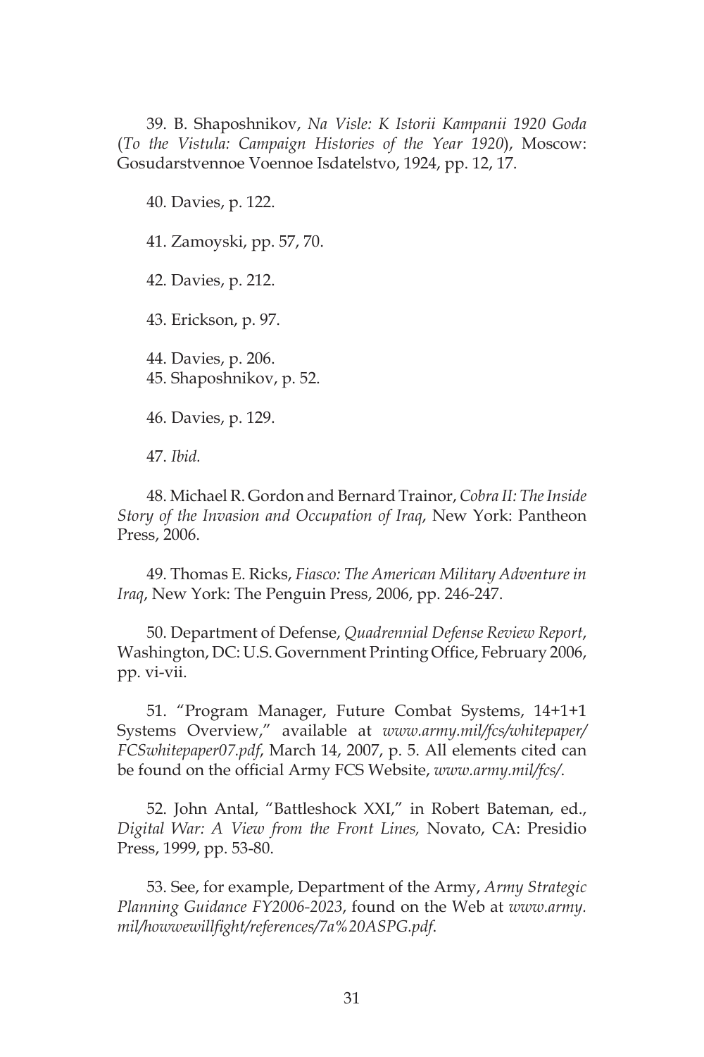39. B. Shaposhnikov, *Na Visle: K Istorii Kampanii 1920 Goda* (*To the Vistula: Campaign Histories of the Year 1920*), Moscow: Gosudarstvennoe Voennoe Isdatelstvo, 1924, pp. 12, 17.

40. Davies, p. 122.

41. Zamoyski, pp. 57, 70.

42. Davies, p. 212.

43. Erickson, p. 97.

44. Davies, p. 206.

45. Shaposhnikov, p. 52.

46. Davies, p. 129.

47. *Ibid.*

48. Michael R. Gordon and Bernard Trainor, *Cobra II: The Inside Story of the Invasion and Occupation of Iraq*, New York: Pantheon Press, 2006.

49. Thomas E. Ricks, *Fiasco: The American Military Adventure in Iraq*, New York: The Penguin Press, 2006, pp. 246-247.

50. Department of Defense, *Quadrennial Defense Review Report*, Washington, DC: U.S. Government Printing Office, February 2006, pp. vi-vii.

51. "Program Manager, Future Combat Systems, 14+1+1 Systems Overview," available at *www.army.mil/fcs/whitepaper/FCSwhitepaper07.pdf*, March 14, 2007, p. 5. All elements cited can be found on the official Army FCS Website, *www.army.mil/fcs/*.

52. John Antal, "Battleshock XXI," in Robert Bateman, ed., *Digital War: A View from the Front Lines,* Novato, CA: Presidio Press, 1999, pp. 53-80.

53. See, for example, Department of the Army, *Army Strategic Planning Guidance FY2006-2023*, found on the Web at *www.army.mil/howwewillfight/references/7a%20ASPG.pdf*.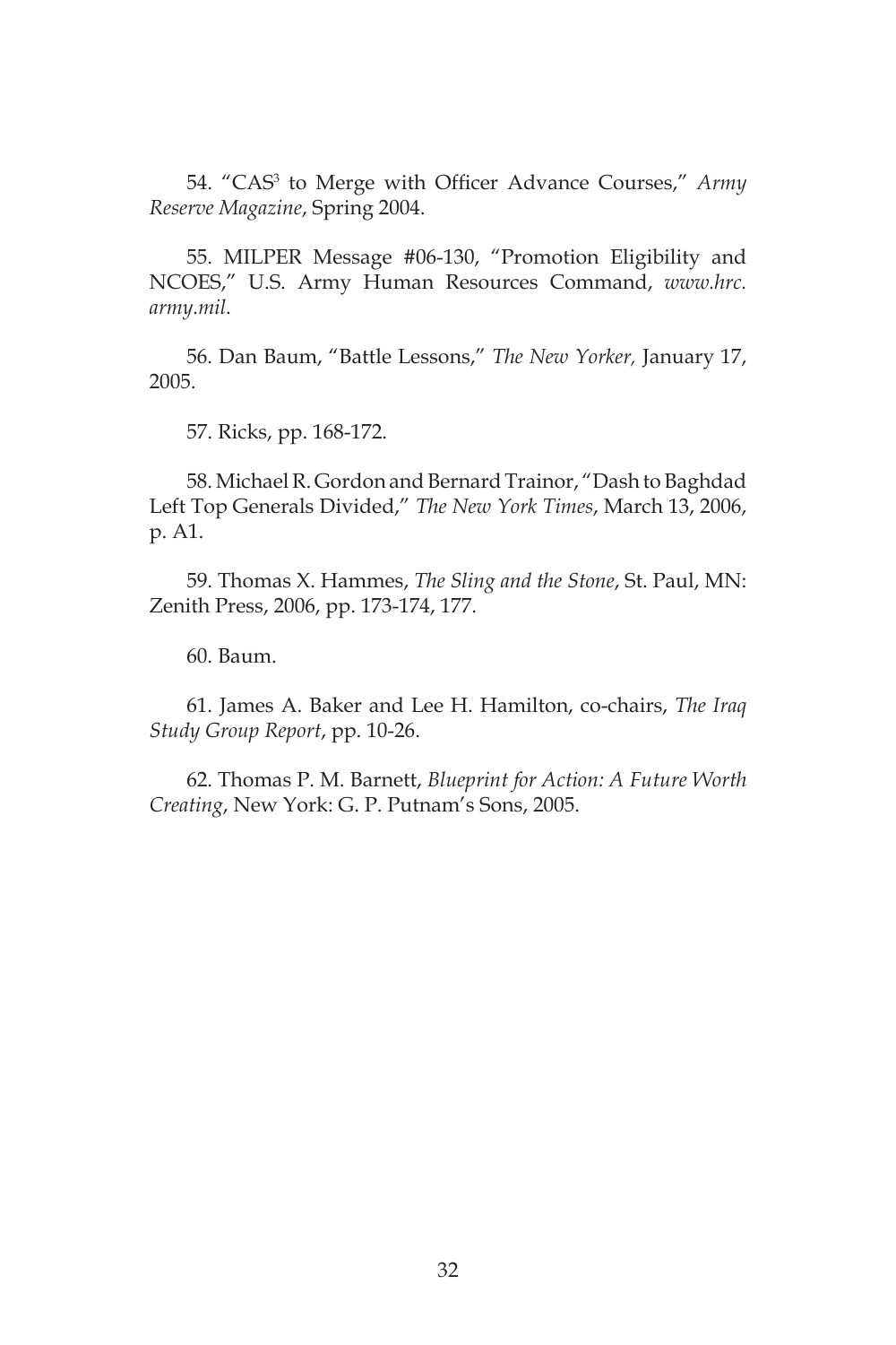54. "CAS[3] to Merge with Officer Advance Courses," *Army Reserve Magazine*, Spring 2004.

55. MILPER Message #06-130, "Promotion Eligibility and NCOES," U.S. Army Human Resources Command, *www.hrc.army.mil*.

56. Dan Baum, "Battle Lessons," *The New Yorker,* January 17, 2005.

57. Ricks, pp. 168-172.

58. Michael R. Gordon and Bernard Trainor, "Dash to Baghdad Left Top Generals Divided," *The New York Times*, March 13, 2006, p. A1.

59. Thomas X. Hammes, *The Sling and the Stone*, St. Paul, MN: Zenith Press, 2006, pp. 173-174, 177.

60. Baum.

61. James A. Baker and Lee H. Hamilton, co-chairs, *The Iraq Study Group Report*, pp. 10-26.

62. Thomas P. M. Barnett, *Blueprint for Action: A Future Worth Creating*, New York: G. P. Putnam's Sons, 2005.